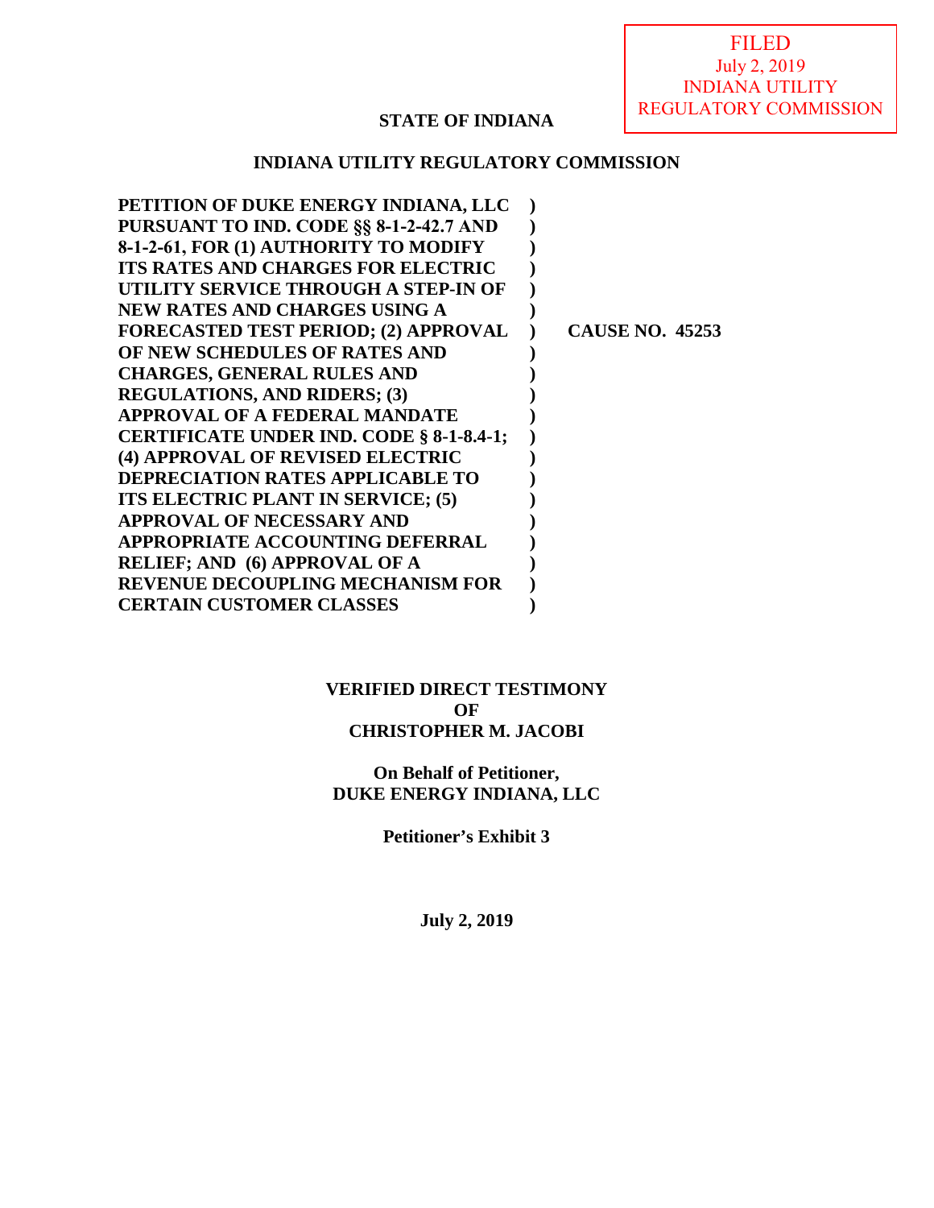FILED
July 2, 2019
INDIANA UTILITY
REGULATORY COMMISSION

**STATE OF INDIANA**

**INDIANA UTILITY REGULATORY COMMISSION**

| | | |
|---|---|---|
| **PETITION OF DUKE ENERGY INDIANA, LLC PURSUANT TO IND. CODE §§ 8-1-2-42.7 AND 8-1-2-61, FOR (1) AUTHORITY TO MODIFY ITS RATES AND CHARGES FOR ELECTRIC UTILITY SERVICE THROUGH A STEP-IN OF NEW RATES AND CHARGES USING A FORECASTED TEST PERIOD; (2) APPROVAL OF NEW SCHEDULES OF RATES AND CHARGES, GENERAL RULES AND REGULATIONS, AND RIDERS; (3) APPROVAL OF A FEDERAL MANDATE CERTIFICATE UNDER IND. CODE § 8-1-8.4-1; (4) APPROVAL OF REVISED ELECTRIC DEPRECIATION RATES APPLICABLE TO ITS ELECTRIC PLANT IN SERVICE; (5) APPROVAL OF NECESSARY AND APPROPRIATE ACCOUNTING DEFERRAL RELIEF; AND (6) APPROVAL OF A REVENUE DECOUPLING MECHANISM FOR CERTAIN CUSTOMER CLASSES** | ) | **CAUSE NO. 45253** |

**VERIFIED DIRECT TESTIMONY**
**OF**
**CHRISTOPHER M. JACOBI**

**On Behalf of Petitioner,**
**DUKE ENERGY INDIANA, LLC**

**Petitioner's Exhibit 3**

**July 2, 2019**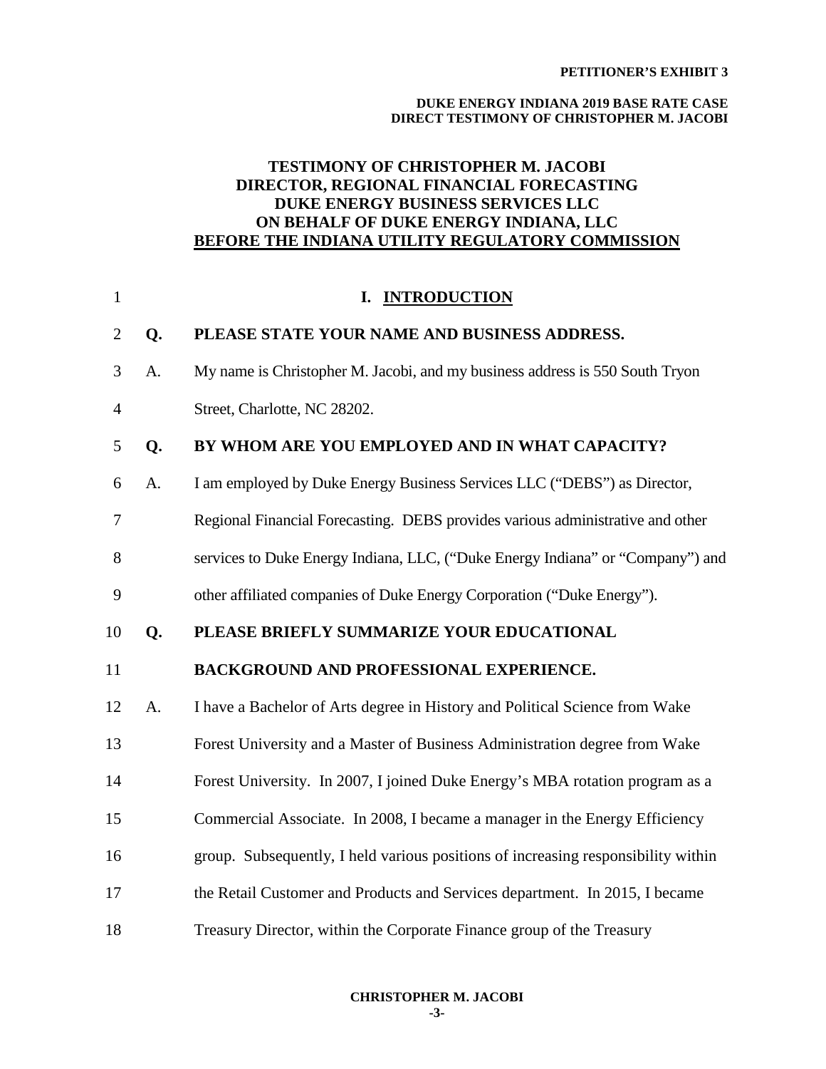**TESTIMONY OF CHRISTOPHER M. JACOBI**
**DIRECTOR, REGIONAL FINANCIAL FORECASTING**
**DUKE ENERGY BUSINESS SERVICES LLC**
**ON BEHALF OF DUKE ENERGY INDIANA, LLC**
**BEFORE THE INDIANA UTILITY REGULATORY COMMISSION**

## I. INTRODUCTION

**Q. PLEASE STATE YOUR NAME AND BUSINESS ADDRESS.**

A. My name is Christopher M. Jacobi, and my business address is 550 South Tryon Street, Charlotte, NC 28202.

**Q. BY WHOM ARE YOU EMPLOYED AND IN WHAT CAPACITY?**

A. I am employed by Duke Energy Business Services LLC ("DEBS") as Director, Regional Financial Forecasting. DEBS provides various administrative and other services to Duke Energy Indiana, LLC, ("Duke Energy Indiana" or "Company") and other affiliated companies of Duke Energy Corporation ("Duke Energy").

**Q. PLEASE BRIEFLY SUMMARIZE YOUR EDUCATIONAL BACKGROUND AND PROFESSIONAL EXPERIENCE.**

A. I have a Bachelor of Arts degree in History and Political Science from Wake Forest University and a Master of Business Administration degree from Wake Forest University. In 2007, I joined Duke Energy's MBA rotation program as a Commercial Associate. In 2008, I became a manager in the Energy Efficiency group. Subsequently, I held various positions of increasing responsibility within the Retail Customer and Products and Services department. In 2015, I became Treasury Director, within the Corporate Finance group of the Treasury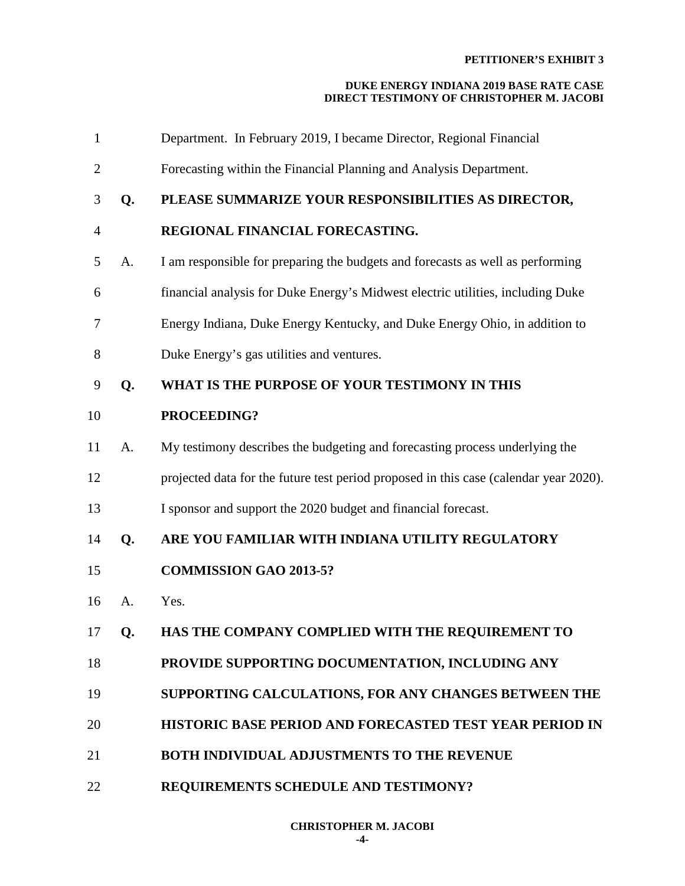Department. In February 2019, I became Director, Regional Financial Forecasting within the Financial Planning and Analysis Department.

**Q. PLEASE SUMMARIZE YOUR RESPONSIBILITIES AS DIRECTOR, REGIONAL FINANCIAL FORECASTING.**

A. I am responsible for preparing the budgets and forecasts as well as performing financial analysis for Duke Energy's Midwest electric utilities, including Duke Energy Indiana, Duke Energy Kentucky, and Duke Energy Ohio, in addition to Duke Energy's gas utilities and ventures.

**Q. WHAT IS THE PURPOSE OF YOUR TESTIMONY IN THIS PROCEEDING?**

A. My testimony describes the budgeting and forecasting process underlying the projected data for the future test period proposed in this case (calendar year 2020). I sponsor and support the 2020 budget and financial forecast.

**Q. ARE YOU FAMILIAR WITH INDIANA UTILITY REGULATORY COMMISSION GAO 2013-5?**

A. Yes.

**Q. HAS THE COMPANY COMPLIED WITH THE REQUIREMENT TO PROVIDE SUPPORTING DOCUMENTATION, INCLUDING ANY SUPPORTING CALCULATIONS, FOR ANY CHANGES BETWEEN THE HISTORIC BASE PERIOD AND FORECASTED TEST YEAR PERIOD IN BOTH INDIVIDUAL ADJUSTMENTS TO THE REVENUE REQUIREMENTS SCHEDULE AND TESTIMONY?**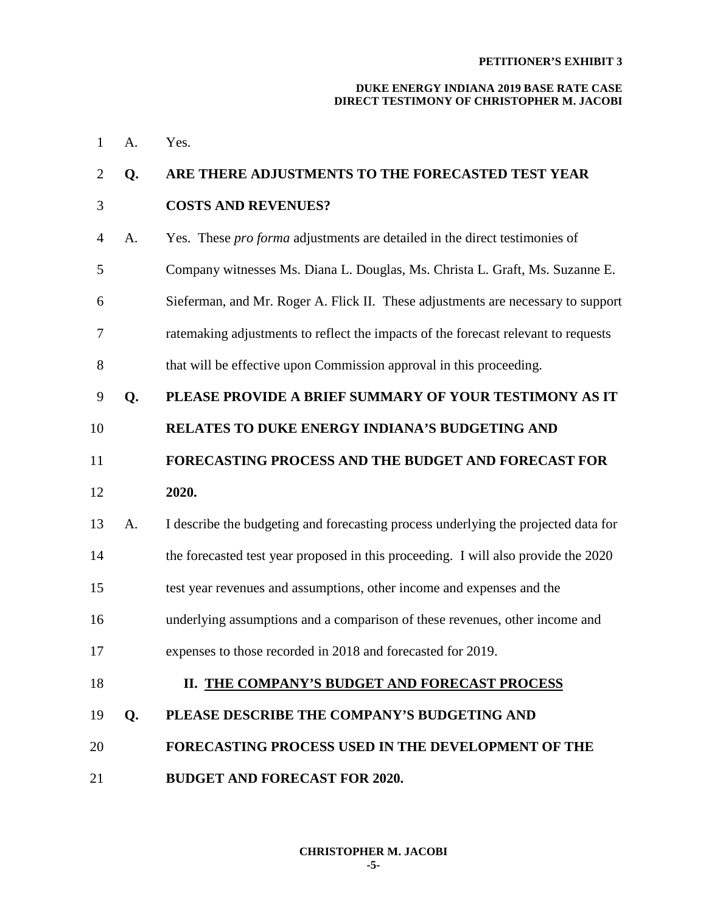A. Yes.

**Q. ARE THERE ADJUSTMENTS TO THE FORECASTED TEST YEAR COSTS AND REVENUES?**

A. Yes. These *pro forma* adjustments are detailed in the direct testimonies of Company witnesses Ms. Diana L. Douglas, Ms. Christa L. Graft, Ms. Suzanne E. Sieferman, and Mr. Roger A. Flick II. These adjustments are necessary to support ratemaking adjustments to reflect the impacts of the forecast relevant to requests that will be effective upon Commission approval in this proceeding.

**Q. PLEASE PROVIDE A BRIEF SUMMARY OF YOUR TESTIMONY AS IT RELATES TO DUKE ENERGY INDIANA'S BUDGETING AND FORECASTING PROCESS AND THE BUDGET AND FORECAST FOR 2020.**

A. I describe the budgeting and forecasting process underlying the projected data for the forecasted test year proposed in this proceeding. I will also provide the 2020 test year revenues and assumptions, other income and expenses and the underlying assumptions and a comparison of these revenues, other income and expenses to those recorded in 2018 and forecasted for 2019.

## II. THE COMPANY'S BUDGET AND FORECAST PROCESS

**Q. PLEASE DESCRIBE THE COMPANY'S BUDGETING AND FORECASTING PROCESS USED IN THE DEVELOPMENT OF THE BUDGET AND FORECAST FOR 2020.**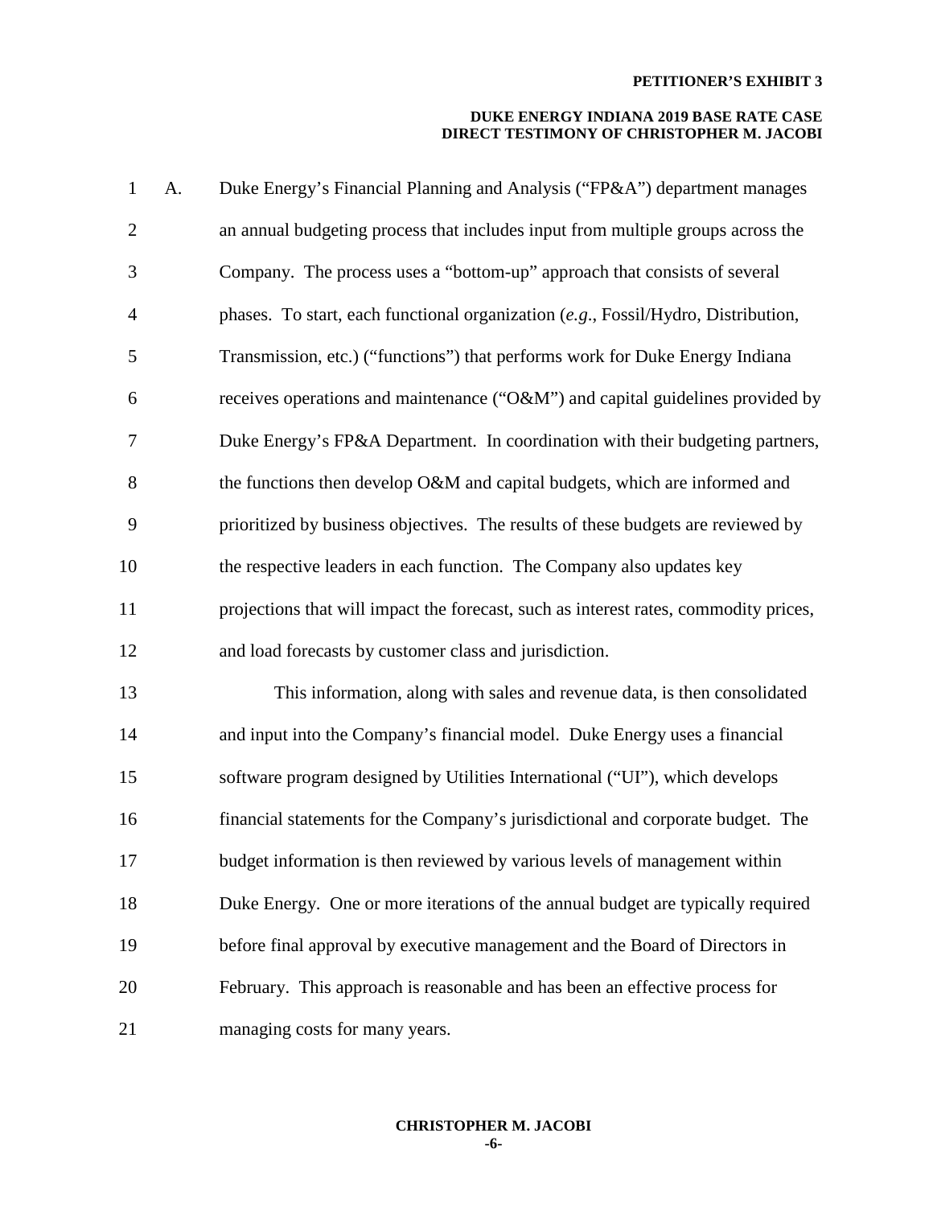A. Duke Energy's Financial Planning and Analysis ("FP&A") department manages an annual budgeting process that includes input from multiple groups across the Company. The process uses a "bottom-up" approach that consists of several phases. To start, each functional organization (*e.g.*, Fossil/Hydro, Distribution, Transmission, etc.) ("functions") that performs work for Duke Energy Indiana receives operations and maintenance ("O&M") and capital guidelines provided by Duke Energy's FP&A Department. In coordination with their budgeting partners, the functions then develop O&M and capital budgets, which are informed and prioritized by business objectives. The results of these budgets are reviewed by the respective leaders in each function. The Company also updates key projections that will impact the forecast, such as interest rates, commodity prices, and load forecasts by customer class and jurisdiction.

This information, along with sales and revenue data, is then consolidated and input into the Company's financial model. Duke Energy uses a financial software program designed by Utilities International ("UI"), which develops financial statements for the Company's jurisdictional and corporate budget. The budget information is then reviewed by various levels of management within Duke Energy. One or more iterations of the annual budget are typically required before final approval by executive management and the Board of Directors in February. This approach is reasonable and has been an effective process for managing costs for many years.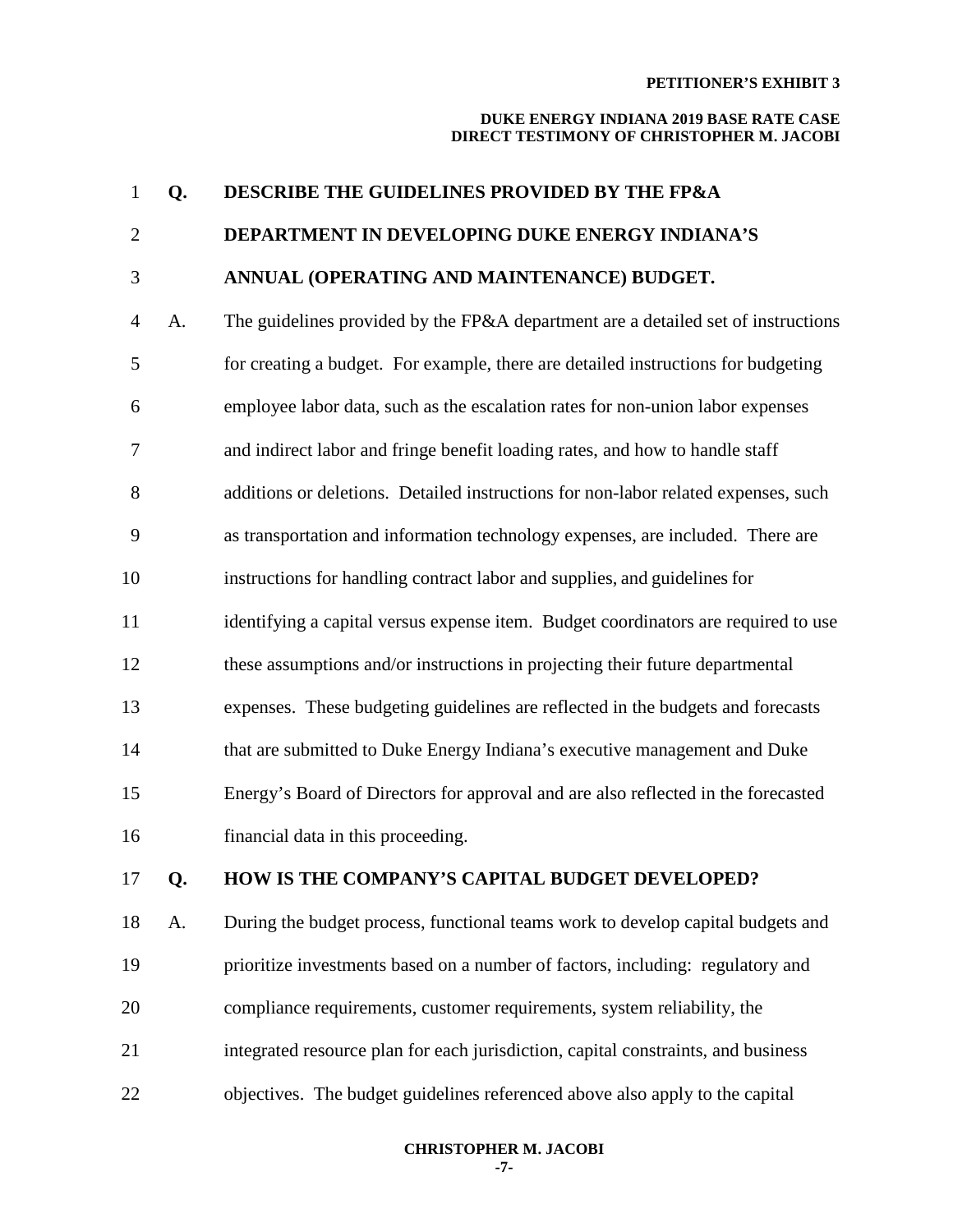**Q. DESCRIBE THE GUIDELINES PROVIDED BY THE FP&A DEPARTMENT IN DEVELOPING DUKE ENERGY INDIANA'S ANNUAL (OPERATING AND MAINTENANCE) BUDGET.**

A. The guidelines provided by the FP&A department are a detailed set of instructions for creating a budget. For example, there are detailed instructions for budgeting employee labor data, such as the escalation rates for non-union labor expenses and indirect labor and fringe benefit loading rates, and how to handle staff additions or deletions. Detailed instructions for non-labor related expenses, such as transportation and information technology expenses, are included. There are instructions for handling contract labor and supplies, and guidelines for identifying a capital versus expense item. Budget coordinators are required to use these assumptions and/or instructions in projecting their future departmental expenses. These budgeting guidelines are reflected in the budgets and forecasts that are submitted to Duke Energy Indiana's executive management and Duke Energy's Board of Directors for approval and are also reflected in the forecasted financial data in this proceeding.

**Q. HOW IS THE COMPANY'S CAPITAL BUDGET DEVELOPED?**

A. During the budget process, functional teams work to develop capital budgets and prioritize investments based on a number of factors, including: regulatory and compliance requirements, customer requirements, system reliability, the integrated resource plan for each jurisdiction, capital constraints, and business objectives. The budget guidelines referenced above also apply to the capital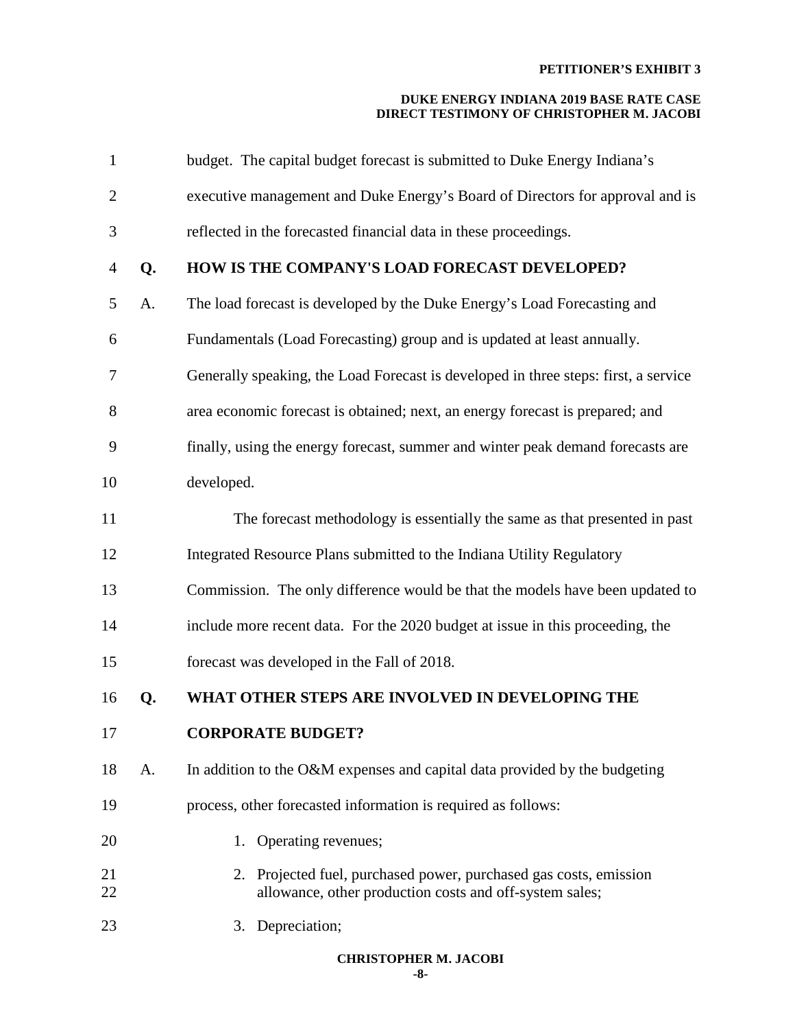budget. The capital budget forecast is submitted to Duke Energy Indiana's executive management and Duke Energy's Board of Directors for approval and is reflected in the forecasted financial data in these proceedings.

**Q. HOW IS THE COMPANY'S LOAD FORECAST DEVELOPED?**

A. The load forecast is developed by the Duke Energy's Load Forecasting and Fundamentals (Load Forecasting) group and is updated at least annually. Generally speaking, the Load Forecast is developed in three steps: first, a service area economic forecast is obtained; next, an energy forecast is prepared; and finally, using the energy forecast, summer and winter peak demand forecasts are developed.

The forecast methodology is essentially the same as that presented in past Integrated Resource Plans submitted to the Indiana Utility Regulatory Commission. The only difference would be that the models have been updated to include more recent data. For the 2020 budget at issue in this proceeding, the forecast was developed in the Fall of 2018.

**Q. WHAT OTHER STEPS ARE INVOLVED IN DEVELOPING THE CORPORATE BUDGET?**

A. In addition to the O&M expenses and capital data provided by the budgeting process, other forecasted information is required as follows:

1. Operating revenues;
2. Projected fuel, purchased power, purchased gas costs, emission allowance, other production costs and off-system sales;
3. Depreciation;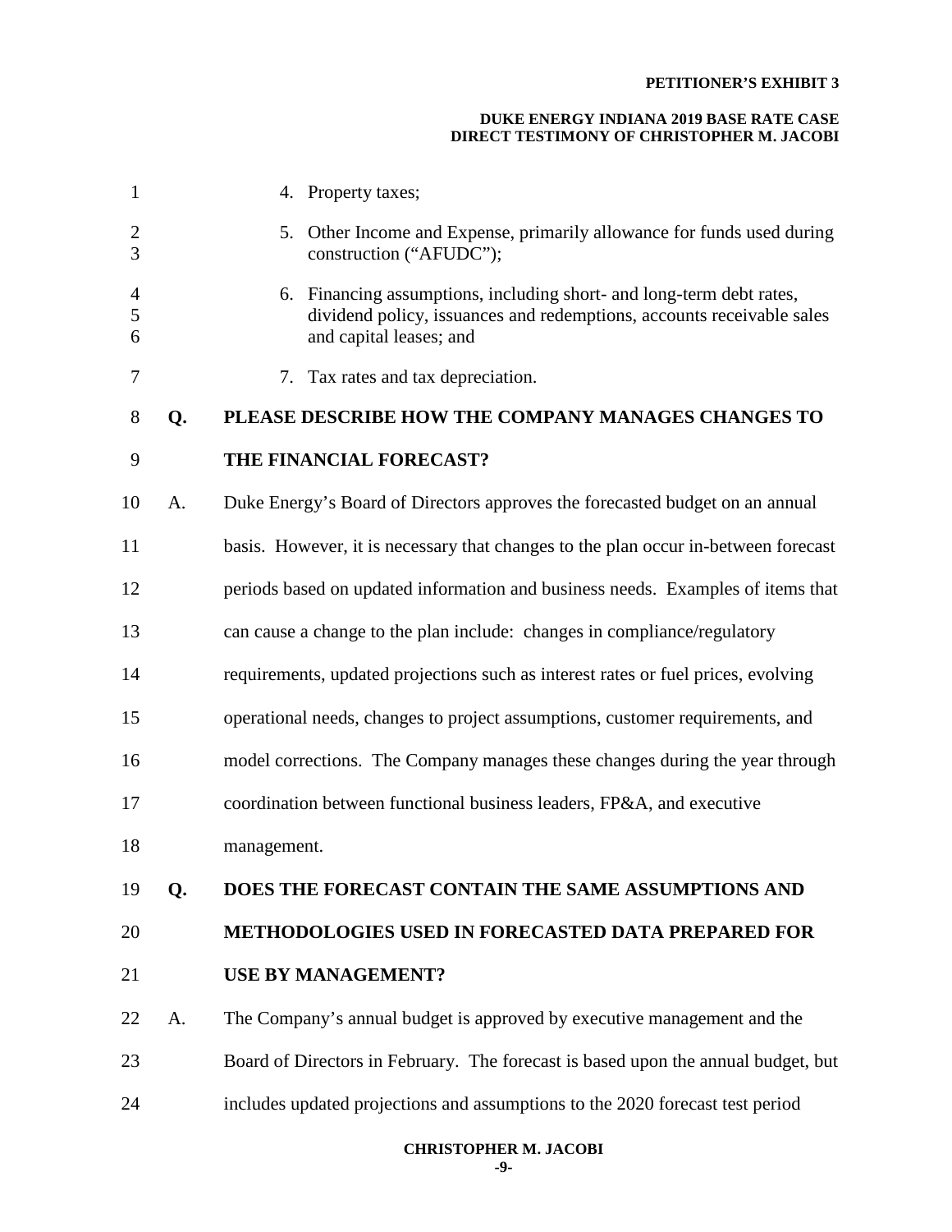4. Property taxes;
5. Other Income and Expense, primarily allowance for funds used during construction ("AFUDC");
6. Financing assumptions, including short- and long-term debt rates, dividend policy, issuances and redemptions, accounts receivable sales and capital leases; and
7. Tax rates and tax depreciation.

**Q. PLEASE DESCRIBE HOW THE COMPANY MANAGES CHANGES TO THE FINANCIAL FORECAST?**

A. Duke Energy's Board of Directors approves the forecasted budget on an annual basis. However, it is necessary that changes to the plan occur in-between forecast periods based on updated information and business needs. Examples of items that can cause a change to the plan include: changes in compliance/regulatory requirements, updated projections such as interest rates or fuel prices, evolving operational needs, changes to project assumptions, customer requirements, and model corrections. The Company manages these changes during the year through coordination between functional business leaders, FP&A, and executive management.

**Q. DOES THE FORECAST CONTAIN THE SAME ASSUMPTIONS AND METHODOLOGIES USED IN FORECASTED DATA PREPARED FOR USE BY MANAGEMENT?**

A. The Company's annual budget is approved by executive management and the Board of Directors in February. The forecast is based upon the annual budget, but includes updated projections and assumptions to the 2020 forecast test period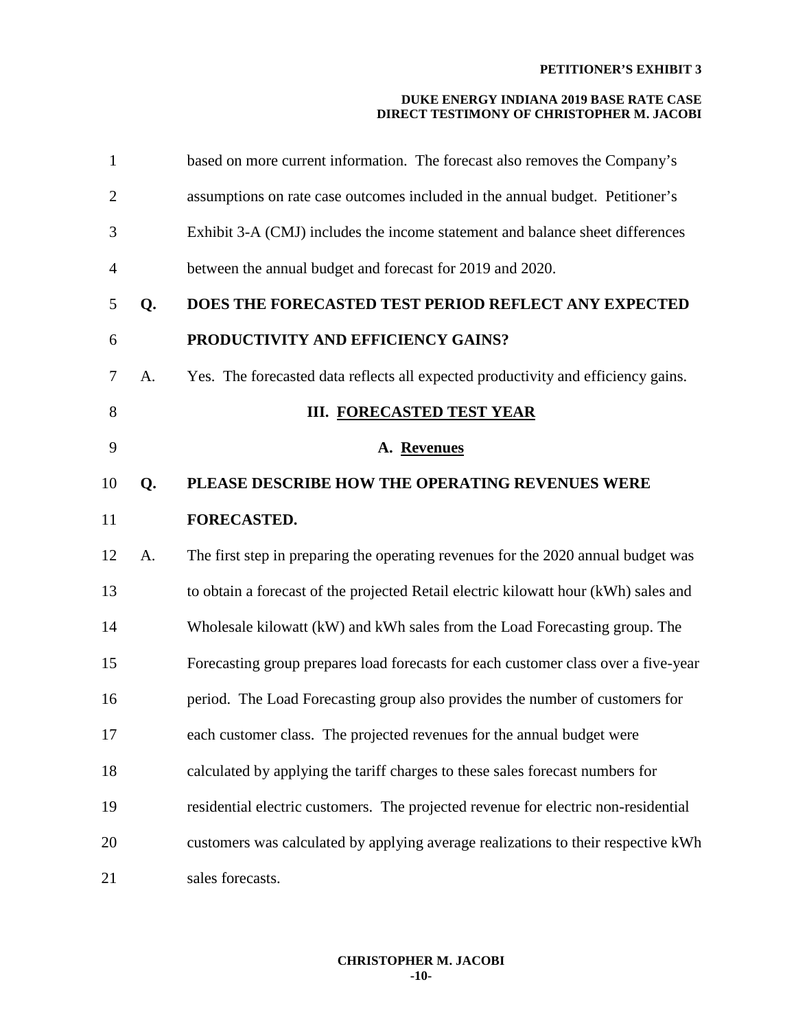based on more current information. The forecast also removes the Company's assumptions on rate case outcomes included in the annual budget. Petitioner's Exhibit 3-A (CMJ) includes the income statement and balance sheet differences between the annual budget and forecast for 2019 and 2020.

**Q. DOES THE FORECASTED TEST PERIOD REFLECT ANY EXPECTED PRODUCTIVITY AND EFFICIENCY GAINS?**

A. Yes. The forecasted data reflects all expected productivity and efficiency gains.

## III. FORECASTED TEST YEAR

### A. Revenues

**Q. PLEASE DESCRIBE HOW THE OPERATING REVENUES WERE FORECASTED.**

A. The first step in preparing the operating revenues for the 2020 annual budget was to obtain a forecast of the projected Retail electric kilowatt hour (kWh) sales and Wholesale kilowatt (kW) and kWh sales from the Load Forecasting group. The Forecasting group prepares load forecasts for each customer class over a five-year period. The Load Forecasting group also provides the number of customers for each customer class. The projected revenues for the annual budget were calculated by applying the tariff charges to these sales forecast numbers for residential electric customers. The projected revenue for electric non-residential customers was calculated by applying average realizations to their respective kWh sales forecasts.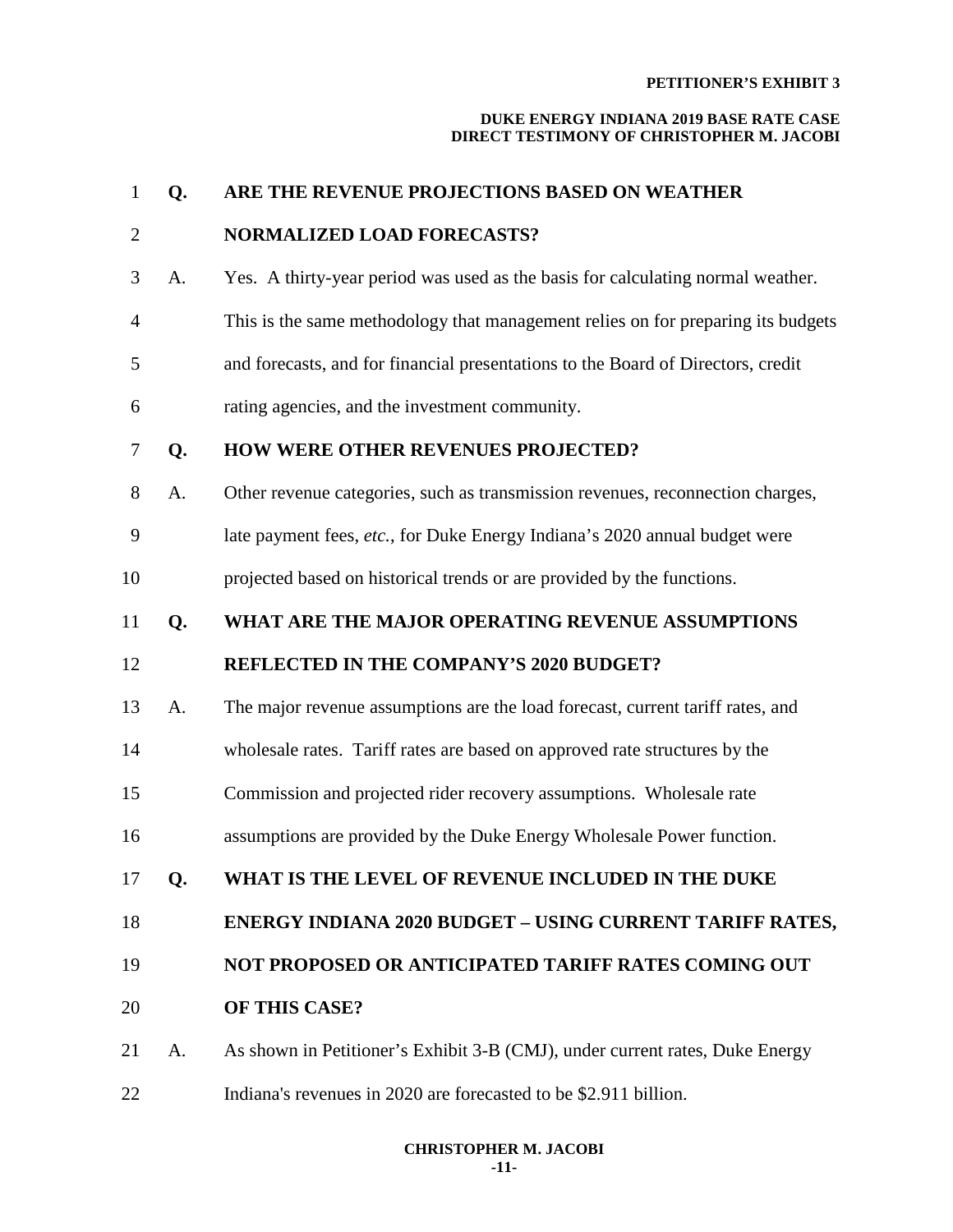**Q. ARE THE REVENUE PROJECTIONS BASED ON WEATHER NORMALIZED LOAD FORECASTS?**

A. Yes. A thirty-year period was used as the basis for calculating normal weather. This is the same methodology that management relies on for preparing its budgets and forecasts, and for financial presentations to the Board of Directors, credit rating agencies, and the investment community.

**Q. HOW WERE OTHER REVENUES PROJECTED?**

A. Other revenue categories, such as transmission revenues, reconnection charges, late payment fees, *etc.*, for Duke Energy Indiana's 2020 annual budget were projected based on historical trends or are provided by the functions.

**Q. WHAT ARE THE MAJOR OPERATING REVENUE ASSUMPTIONS REFLECTED IN THE COMPANY'S 2020 BUDGET?**

A. The major revenue assumptions are the load forecast, current tariff rates, and wholesale rates. Tariff rates are based on approved rate structures by the Commission and projected rider recovery assumptions. Wholesale rate assumptions are provided by the Duke Energy Wholesale Power function.

**Q. WHAT IS THE LEVEL OF REVENUE INCLUDED IN THE DUKE ENERGY INDIANA 2020 BUDGET – USING CURRENT TARIFF RATES, NOT PROPOSED OR ANTICIPATED TARIFF RATES COMING OUT OF THIS CASE?**

A. As shown in Petitioner's Exhibit 3-B (CMJ), under current rates, Duke Energy Indiana's revenues in 2020 are forecasted to be $2.911 billion.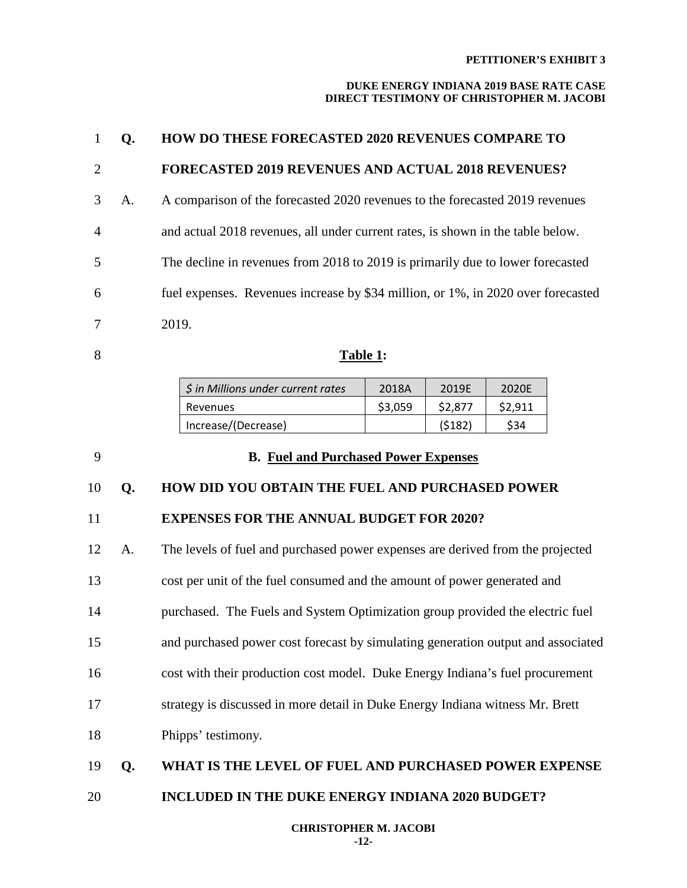**Q. HOW DO THESE FORECASTED 2020 REVENUES COMPARE TO FORECASTED 2019 REVENUES AND ACTUAL 2018 REVENUES?**

A. A comparison of the forecasted 2020 revenues to the forecasted 2019 revenues and actual 2018 revenues, all under current rates, is shown in the table below. The decline in revenues from 2018 to 2019 is primarily due to lower forecasted fuel expenses. Revenues increase by $34 million, or 1%, in 2020 over forecasted 2019.

**Table 1:**

| *$ in Millions under current rates* | 2018A | 2019E | 2020E |
|---|---|---|---|
| Revenues | $3,059 | $2,877 | $2,911 |
| Increase/(Decrease) | | ($182) | $34 |

### B. Fuel and Purchased Power Expenses

**Q. HOW DID YOU OBTAIN THE FUEL AND PURCHASED POWER EXPENSES FOR THE ANNUAL BUDGET FOR 2020?**

A. The levels of fuel and purchased power expenses are derived from the projected cost per unit of the fuel consumed and the amount of power generated and purchased. The Fuels and System Optimization group provided the electric fuel and purchased power cost forecast by simulating generation output and associated cost with their production cost model. Duke Energy Indiana's fuel procurement strategy is discussed in more detail in Duke Energy Indiana witness Mr. Brett Phipps' testimony.

**Q. WHAT IS THE LEVEL OF FUEL AND PURCHASED POWER EXPENSE INCLUDED IN THE DUKE ENERGY INDIANA 2020 BUDGET?**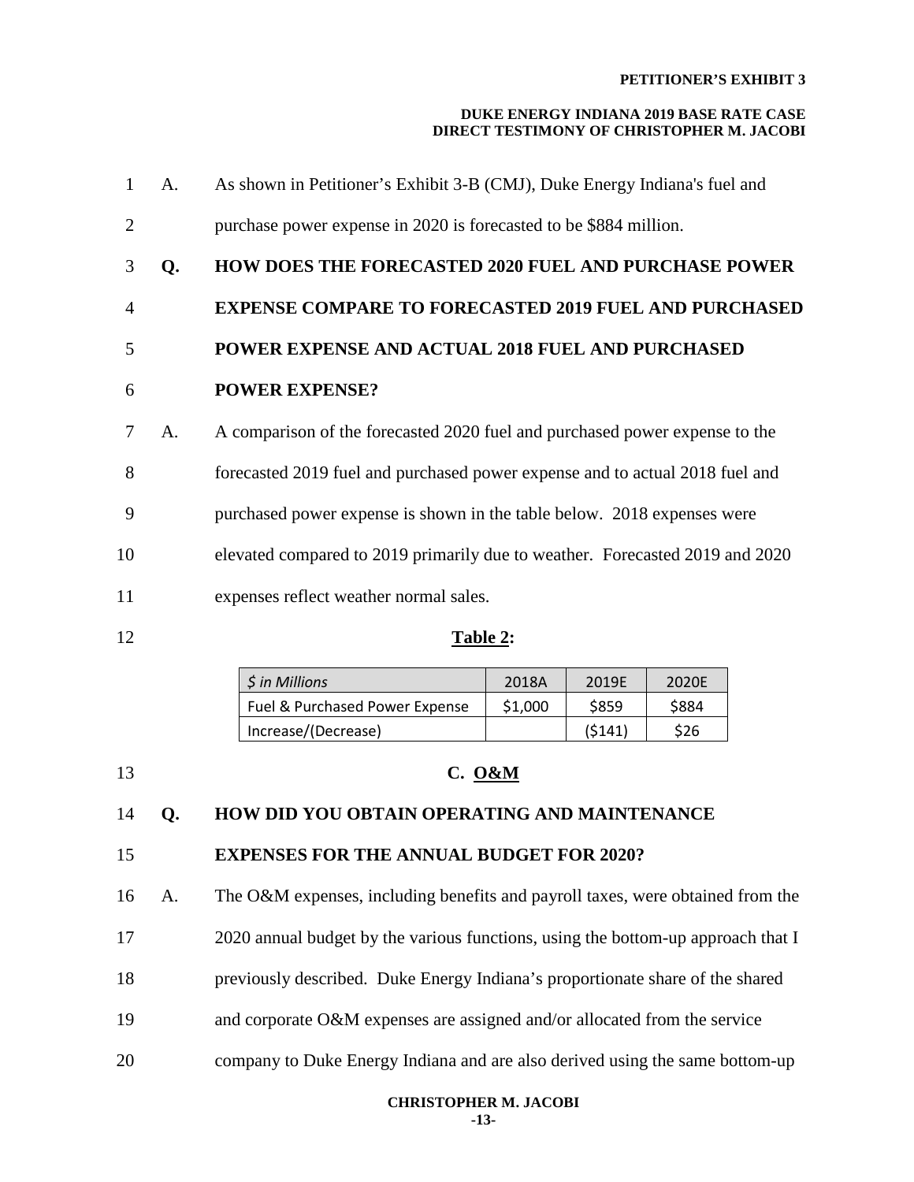A. As shown in Petitioner's Exhibit 3-B (CMJ), Duke Energy Indiana's fuel and purchase power expense in 2020 is forecasted to be $884 million.

**Q. HOW DOES THE FORECASTED 2020 FUEL AND PURCHASE POWER EXPENSE COMPARE TO FORECASTED 2019 FUEL AND PURCHASED POWER EXPENSE AND ACTUAL 2018 FUEL AND PURCHASED POWER EXPENSE?**

A. A comparison of the forecasted 2020 fuel and purchased power expense to the forecasted 2019 fuel and purchased power expense and to actual 2018 fuel and purchased power expense is shown in the table below. 2018 expenses were elevated compared to 2019 primarily due to weather. Forecasted 2019 and 2020 expenses reflect weather normal sales.

**Table 2:**

| *$ in Millions* | 2018A | 2019E | 2020E |
|---|---|---|---|
| Fuel & Purchased Power Expense | $1,000 | $859 | $884 |
| Increase/(Decrease) | | ($141) | $26 |

## C. O&M

**Q. HOW DID YOU OBTAIN OPERATING AND MAINTENANCE EXPENSES FOR THE ANNUAL BUDGET FOR 2020?**

A. The O&M expenses, including benefits and payroll taxes, were obtained from the 2020 annual budget by the various functions, using the bottom-up approach that I previously described. Duke Energy Indiana's proportionate share of the shared and corporate O&M expenses are assigned and/or allocated from the service company to Duke Energy Indiana and are also derived using the same bottom-up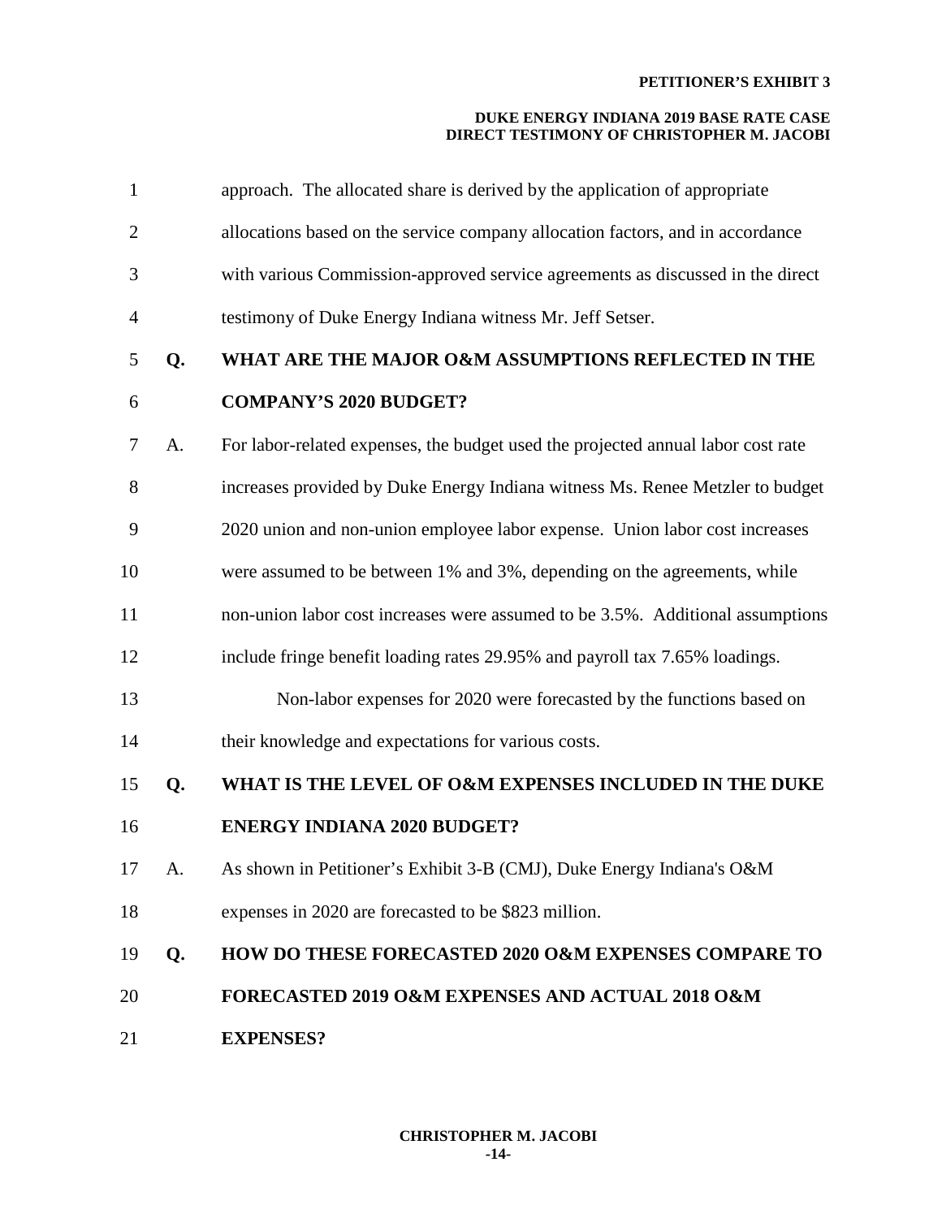approach. The allocated share is derived by the application of appropriate allocations based on the service company allocation factors, and in accordance with various Commission-approved service agreements as discussed in the direct testimony of Duke Energy Indiana witness Mr. Jeff Setser.

**Q. WHAT ARE THE MAJOR O&M ASSUMPTIONS REFLECTED IN THE COMPANY'S 2020 BUDGET?**

A. For labor-related expenses, the budget used the projected annual labor cost rate increases provided by Duke Energy Indiana witness Ms. Renee Metzler to budget 2020 union and non-union employee labor expense. Union labor cost increases were assumed to be between 1% and 3%, depending on the agreements, while non-union labor cost increases were assumed to be 3.5%. Additional assumptions include fringe benefit loading rates 29.95% and payroll tax 7.65% loadings.

Non-labor expenses for 2020 were forecasted by the functions based on their knowledge and expectations for various costs.

**Q. WHAT IS THE LEVEL OF O&M EXPENSES INCLUDED IN THE DUKE ENERGY INDIANA 2020 BUDGET?**

A. As shown in Petitioner's Exhibit 3-B (CMJ), Duke Energy Indiana's O&M expenses in 2020 are forecasted to be $823 million.

**Q. HOW DO THESE FORECASTED 2020 O&M EXPENSES COMPARE TO FORECASTED 2019 O&M EXPENSES AND ACTUAL 2018 O&M EXPENSES?**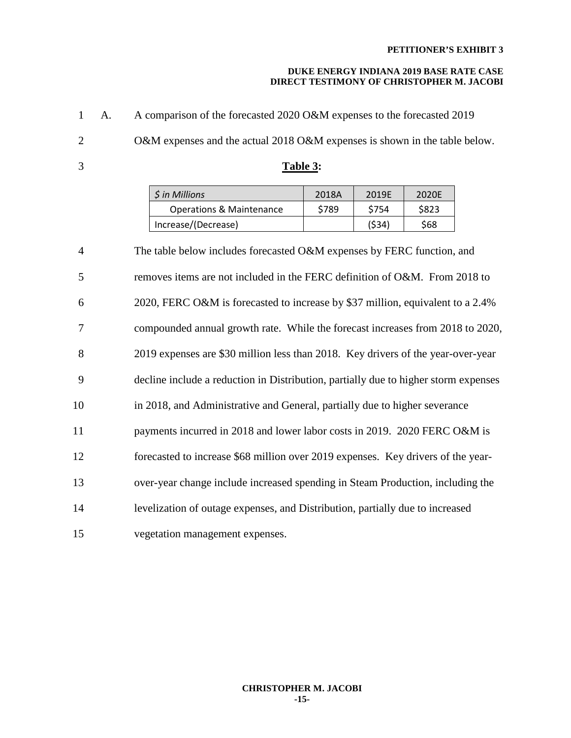A. A comparison of the forecasted 2020 O&M expenses to the forecasted 2019 O&M expenses and the actual 2018 O&M expenses is shown in the table below.

**Table 3:**

| *$ in Millions* | 2018A | 2019E | 2020E |
|---|---|---|---|
| Operations & Maintenance | $789 | $754 | $823 |
| Increase/(Decrease) | | ($34) | $68 |

The table below includes forecasted O&M expenses by FERC function, and removes items are not included in the FERC definition of O&M. From 2018 to 2020, FERC O&M is forecasted to increase by $37 million, equivalent to a 2.4% compounded annual growth rate. While the forecast increases from 2018 to 2020, 2019 expenses are $30 million less than 2018. Key drivers of the year-over-year decline include a reduction in Distribution, partially due to higher storm expenses in 2018, and Administrative and General, partially due to higher severance payments incurred in 2018 and lower labor costs in 2019. 2020 FERC O&M is forecasted to increase $68 million over 2019 expenses. Key drivers of the year-over-year change include increased spending in Steam Production, including the levelization of outage expenses, and Distribution, partially due to increased vegetation management expenses.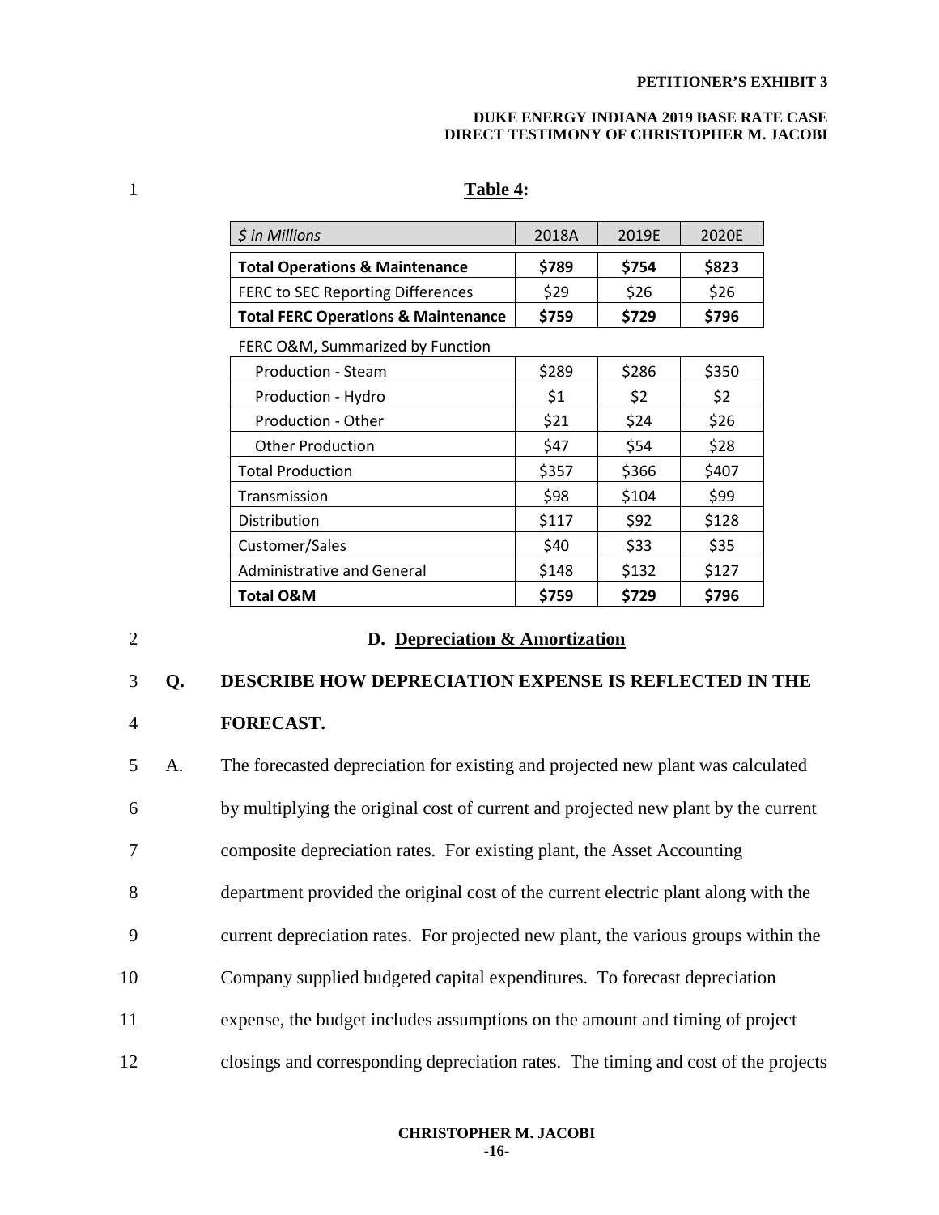**Table 4:**

| *$ in Millions* | 2018A | 2019E | 2020E |
|---|---|---|---|
| **Total Operations & Maintenance** | **$789** | **$754** | **$823** |
| FERC to SEC Reporting Differences | $29 | $26 | $26 |
| **Total FERC Operations & Maintenance** | **$759** | **$729** | **$796** |
| FERC O&M, Summarized by Function | | | |
| Production - Steam | $289 | $286 | $350 |
| Production - Hydro | $1 | $2 | $2 |
| Production - Other | $21 | $24 | $26 |
| Other Production | $47 | $54 | $28 |
| Total Production | $357 | $366 | $407 |
| Transmission | $98 | $104 | $99 |
| Distribution | $117 | $92 | $128 |
| Customer/Sales | $40 | $33 | $35 |
| Administrative and General | $148 | $132 | $127 |
| **Total O&M** | **$759** | **$729** | **$796** |

## D. Depreciation & Amortization

**Q. DESCRIBE HOW DEPRECIATION EXPENSE IS REFLECTED IN THE FORECAST.**

A. The forecasted depreciation for existing and projected new plant was calculated by multiplying the original cost of current and projected new plant by the current composite depreciation rates. For existing plant, the Asset Accounting department provided the original cost of the current electric plant along with the current depreciation rates. For projected new plant, the various groups within the Company supplied budgeted capital expenditures. To forecast depreciation expense, the budget includes assumptions on the amount and timing of project closings and corresponding depreciation rates. The timing and cost of the projects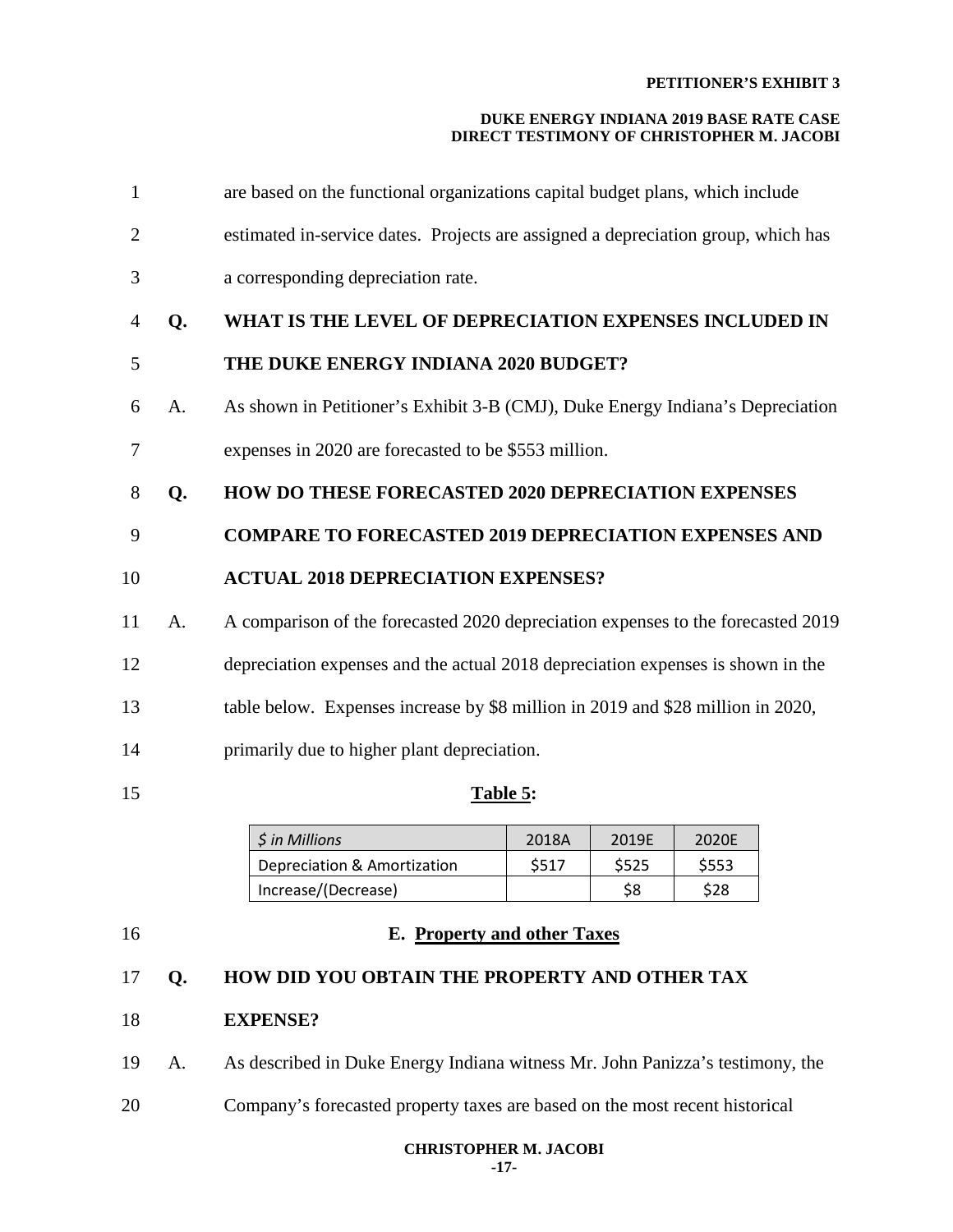are based on the functional organizations capital budget plans, which include estimated in-service dates. Projects are assigned a depreciation group, which has a corresponding depreciation rate.

**Q. WHAT IS THE LEVEL OF DEPRECIATION EXPENSES INCLUDED IN THE DUKE ENERGY INDIANA 2020 BUDGET?**

A. As shown in Petitioner's Exhibit 3-B (CMJ), Duke Energy Indiana's Depreciation expenses in 2020 are forecasted to be $553 million.

**Q. HOW DO THESE FORECASTED 2020 DEPRECIATION EXPENSES COMPARE TO FORECASTED 2019 DEPRECIATION EXPENSES AND ACTUAL 2018 DEPRECIATION EXPENSES?**

A. A comparison of the forecasted 2020 depreciation expenses to the forecasted 2019 depreciation expenses and the actual 2018 depreciation expenses is shown in the table below. Expenses increase by $8 million in 2019 and $28 million in 2020, primarily due to higher plant depreciation.

**<u>Table 5</u>:**

| *$ in Millions* | 2018A | 2019E | 2020E |
|---|---|---|---|
| Depreciation & Amortization | $517 | $525 | $553 |
| Increase/(Decrease) | | $8 | $28 |

## E. <u>Property and other Taxes</u>

**Q. HOW DID YOU OBTAIN THE PROPERTY AND OTHER TAX EXPENSE?**

A. As described in Duke Energy Indiana witness Mr. John Panizza's testimony, the Company's forecasted property taxes are based on the most recent historical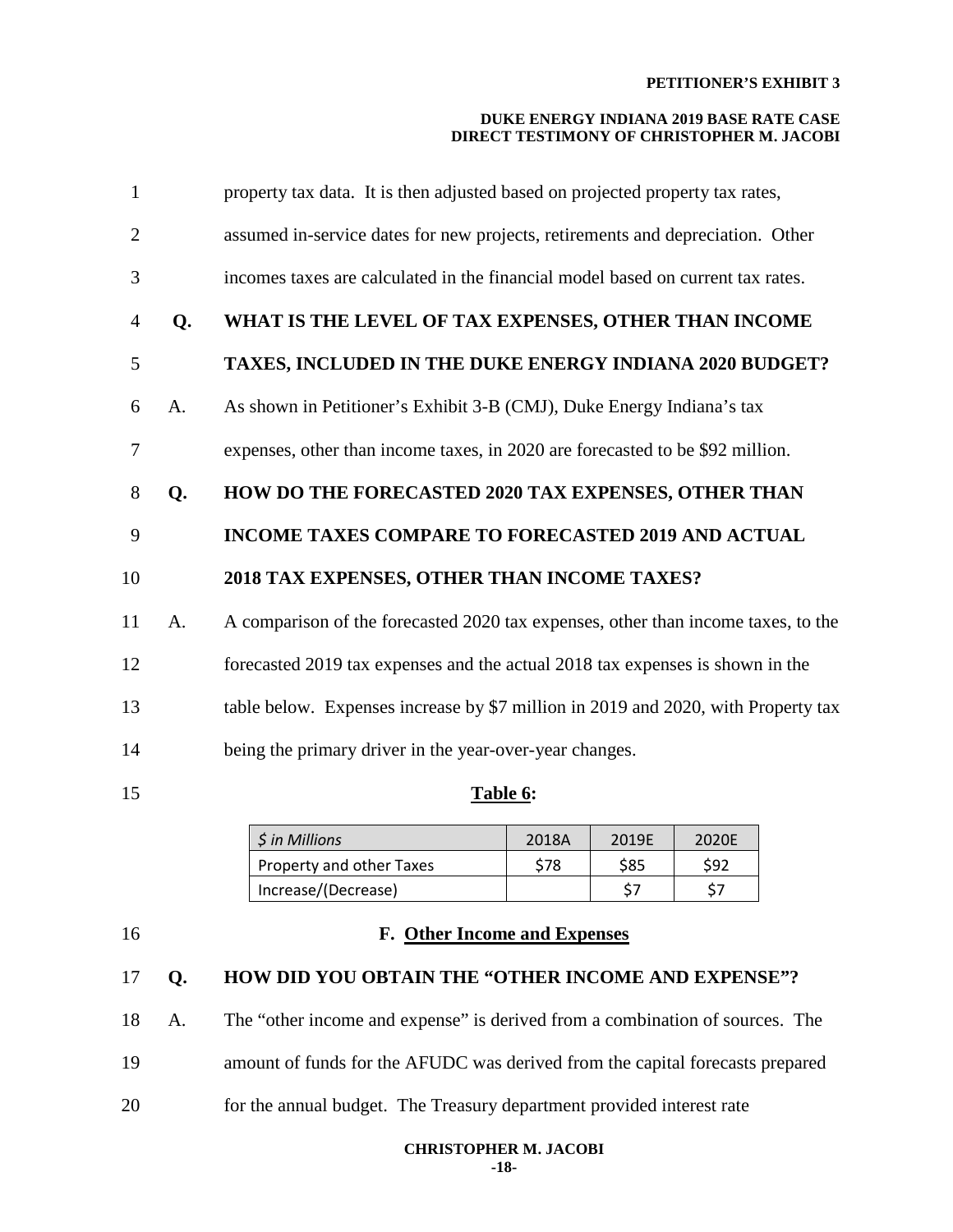property tax data. It is then adjusted based on projected property tax rates, assumed in-service dates for new projects, retirements and depreciation. Other incomes taxes are calculated in the financial model based on current tax rates.

**Q. WHAT IS THE LEVEL OF TAX EXPENSES, OTHER THAN INCOME TAXES, INCLUDED IN THE DUKE ENERGY INDIANA 2020 BUDGET?**

A. As shown in Petitioner's Exhibit 3-B (CMJ), Duke Energy Indiana's tax expenses, other than income taxes, in 2020 are forecasted to be $92 million.

**Q. HOW DO THE FORECASTED 2020 TAX EXPENSES, OTHER THAN INCOME TAXES COMPARE TO FORECASTED 2019 AND ACTUAL 2018 TAX EXPENSES, OTHER THAN INCOME TAXES?**

A. A comparison of the forecasted 2020 tax expenses, other than income taxes, to the forecasted 2019 tax expenses and the actual 2018 tax expenses is shown in the table below. Expenses increase by $7 million in 2019 and 2020, with Property tax being the primary driver in the year-over-year changes.

**Table 6:**

| *$ in Millions* | 2018A | 2019E | 2020E |
|---|---|---|---|
| Property and other Taxes | $78 | $85 | $92 |
| Increase/(Decrease) | | $7 | $7 |

## F. Other Income and Expenses

**Q. HOW DID YOU OBTAIN THE "OTHER INCOME AND EXPENSE"?**

A. The "other income and expense" is derived from a combination of sources. The amount of funds for the AFUDC was derived from the capital forecasts prepared for the annual budget. The Treasury department provided interest rate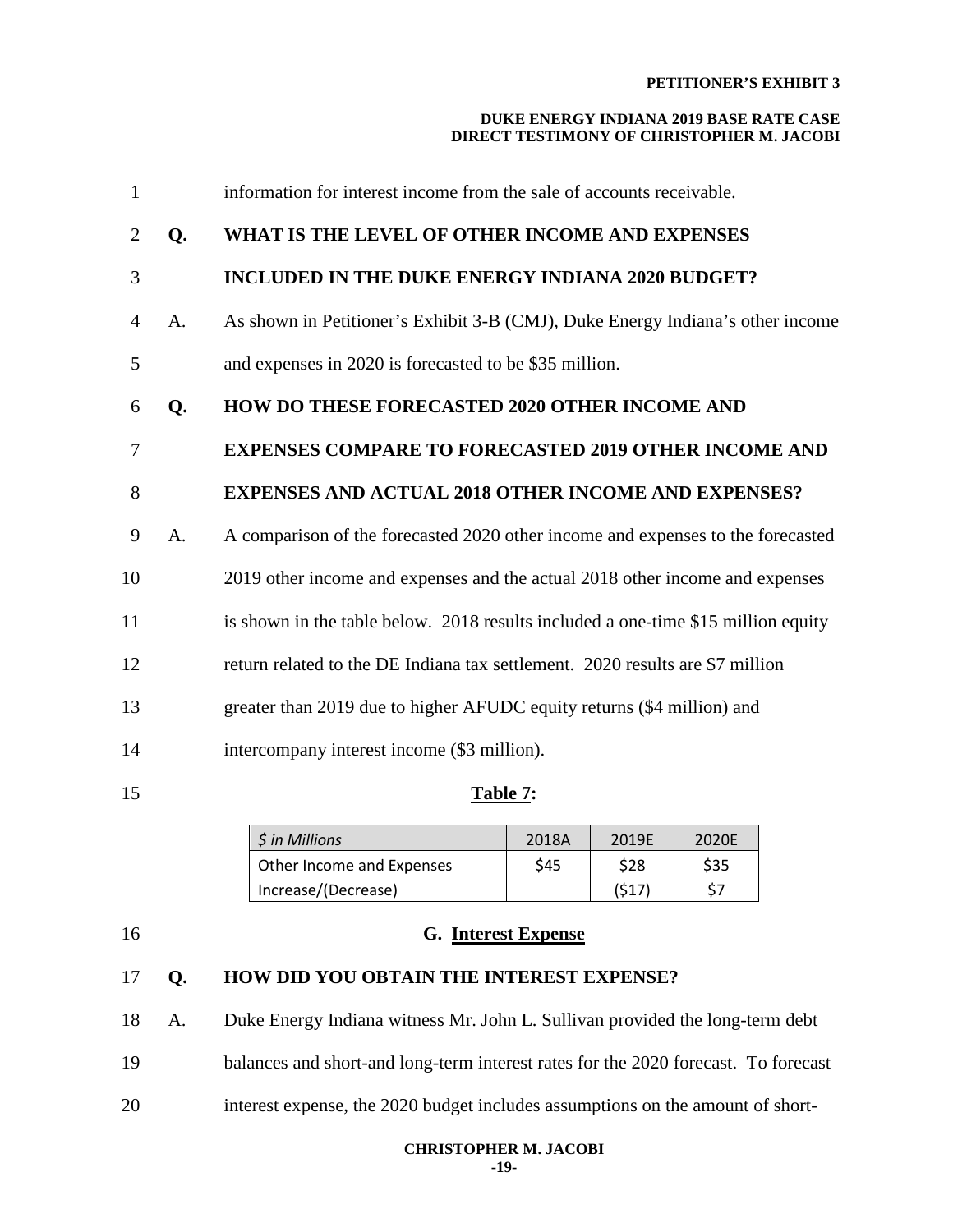information for interest income from the sale of accounts receivable.

**Q. WHAT IS THE LEVEL OF OTHER INCOME AND EXPENSES INCLUDED IN THE DUKE ENERGY INDIANA 2020 BUDGET?**

A. As shown in Petitioner's Exhibit 3-B (CMJ), Duke Energy Indiana's other income and expenses in 2020 is forecasted to be $35 million.

**Q. HOW DO THESE FORECASTED 2020 OTHER INCOME AND EXPENSES COMPARE TO FORECASTED 2019 OTHER INCOME AND EXPENSES AND ACTUAL 2018 OTHER INCOME AND EXPENSES?**

A. A comparison of the forecasted 2020 other income and expenses to the forecasted 2019 other income and expenses and the actual 2018 other income and expenses is shown in the table below. 2018 results included a one-time $15 million equity return related to the DE Indiana tax settlement. 2020 results are $7 million greater than 2019 due to higher AFUDC equity returns ($4 million) and intercompany interest income ($3 million).

**Table 7:**

| *$ in Millions* | 2018A | 2019E | 2020E |
|---|---|---|---|
| Other Income and Expenses | $45 | $28 | $35 |
| Increase/(Decrease) | | ($17) | $7 |

## G. Interest Expense

**Q. HOW DID YOU OBTAIN THE INTEREST EXPENSE?**

A. Duke Energy Indiana witness Mr. John L. Sullivan provided the long-term debt balances and short-and long-term interest rates for the 2020 forecast. To forecast interest expense, the 2020 budget includes assumptions on the amount of short-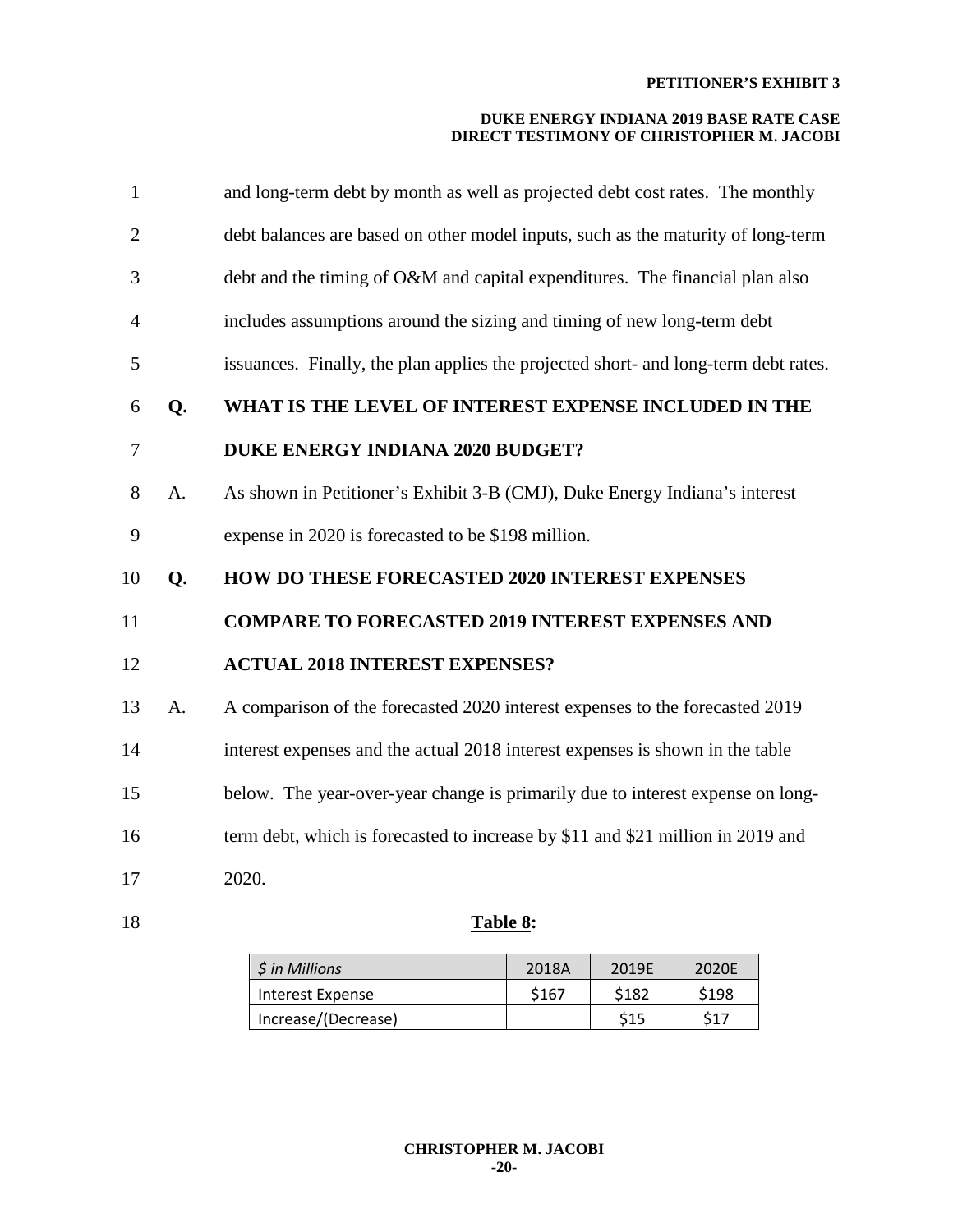and long-term debt by month as well as projected debt cost rates. The monthly debt balances are based on other model inputs, such as the maturity of long-term debt and the timing of O&M and capital expenditures. The financial plan also includes assumptions around the sizing and timing of new long-term debt issuances. Finally, the plan applies the projected short- and long-term debt rates.

**Q. WHAT IS THE LEVEL OF INTEREST EXPENSE INCLUDED IN THE DUKE ENERGY INDIANA 2020 BUDGET?**

A. As shown in Petitioner's Exhibit 3-B (CMJ), Duke Energy Indiana's interest expense in 2020 is forecasted to be $198 million.

**Q. HOW DO THESE FORECASTED 2020 INTEREST EXPENSES COMPARE TO FORECASTED 2019 INTEREST EXPENSES AND ACTUAL 2018 INTEREST EXPENSES?**

A. A comparison of the forecasted 2020 interest expenses to the forecasted 2019 interest expenses and the actual 2018 interest expenses is shown in the table below. The year-over-year change is primarily due to interest expense on long-term debt, which is forecasted to increase by $11 and $21 million in 2019 and 2020.

**Table 8:**

| *$ in Millions* | 2018A | 2019E | 2020E |
|---|---|---|---|
| Interest Expense | $167 | $182 | $198 |
| Increase/(Decrease) | | $15 | $17 |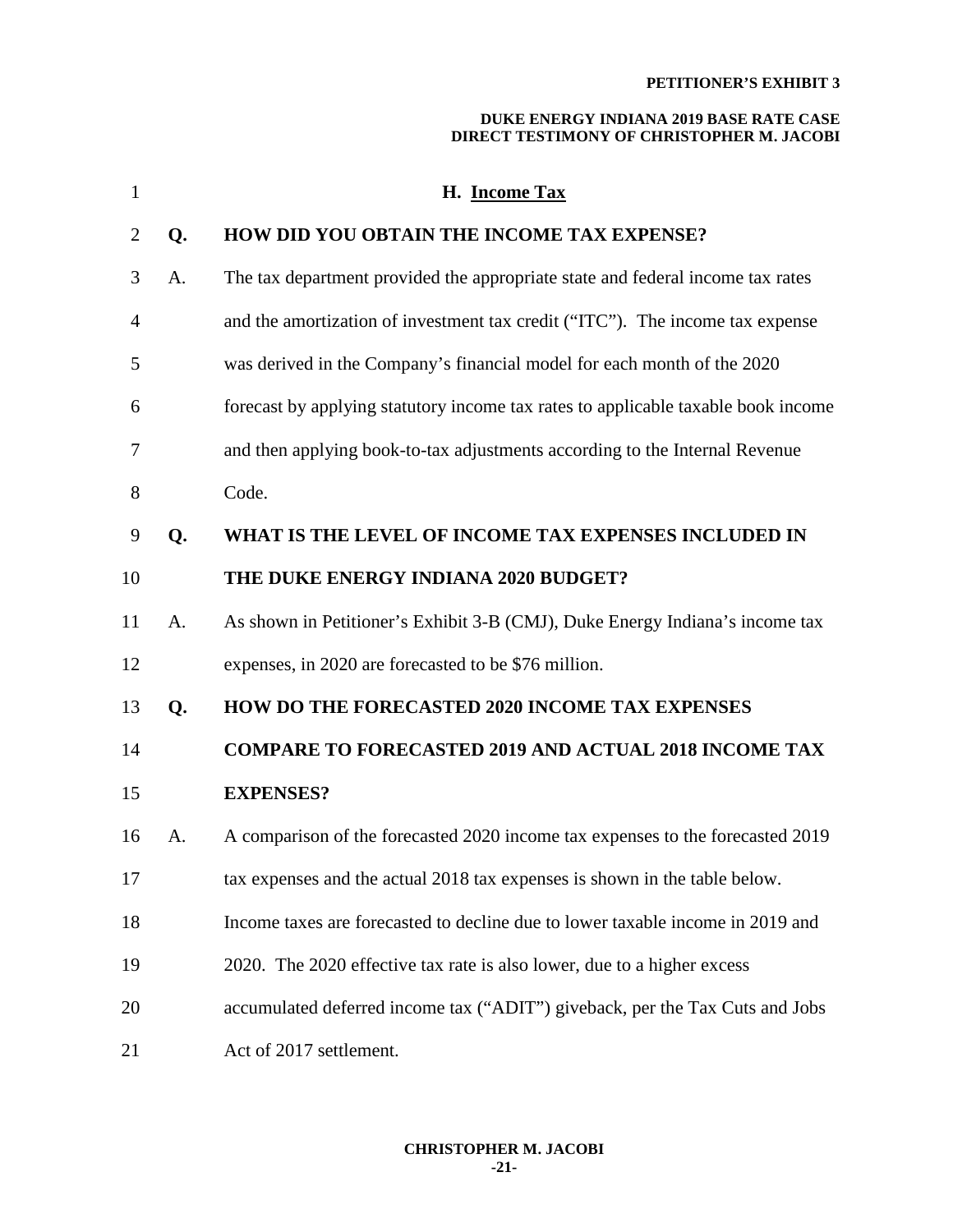### H. Income Tax

**Q. HOW DID YOU OBTAIN THE INCOME TAX EXPENSE?**

A. The tax department provided the appropriate state and federal income tax rates and the amortization of investment tax credit ("ITC"). The income tax expense was derived in the Company's financial model for each month of the 2020 forecast by applying statutory income tax rates to applicable taxable book income and then applying book-to-tax adjustments according to the Internal Revenue Code.

**Q. WHAT IS THE LEVEL OF INCOME TAX EXPENSES INCLUDED IN THE DUKE ENERGY INDIANA 2020 BUDGET?**

A. As shown in Petitioner's Exhibit 3-B (CMJ), Duke Energy Indiana's income tax expenses, in 2020 are forecasted to be $76 million.

**Q. HOW DO THE FORECASTED 2020 INCOME TAX EXPENSES COMPARE TO FORECASTED 2019 AND ACTUAL 2018 INCOME TAX EXPENSES?**

A. A comparison of the forecasted 2020 income tax expenses to the forecasted 2019 tax expenses and the actual 2018 tax expenses is shown in the table below. Income taxes are forecasted to decline due to lower taxable income in 2019 and 2020. The 2020 effective tax rate is also lower, due to a higher excess accumulated deferred income tax ("ADIT") giveback, per the Tax Cuts and Jobs Act of 2017 settlement.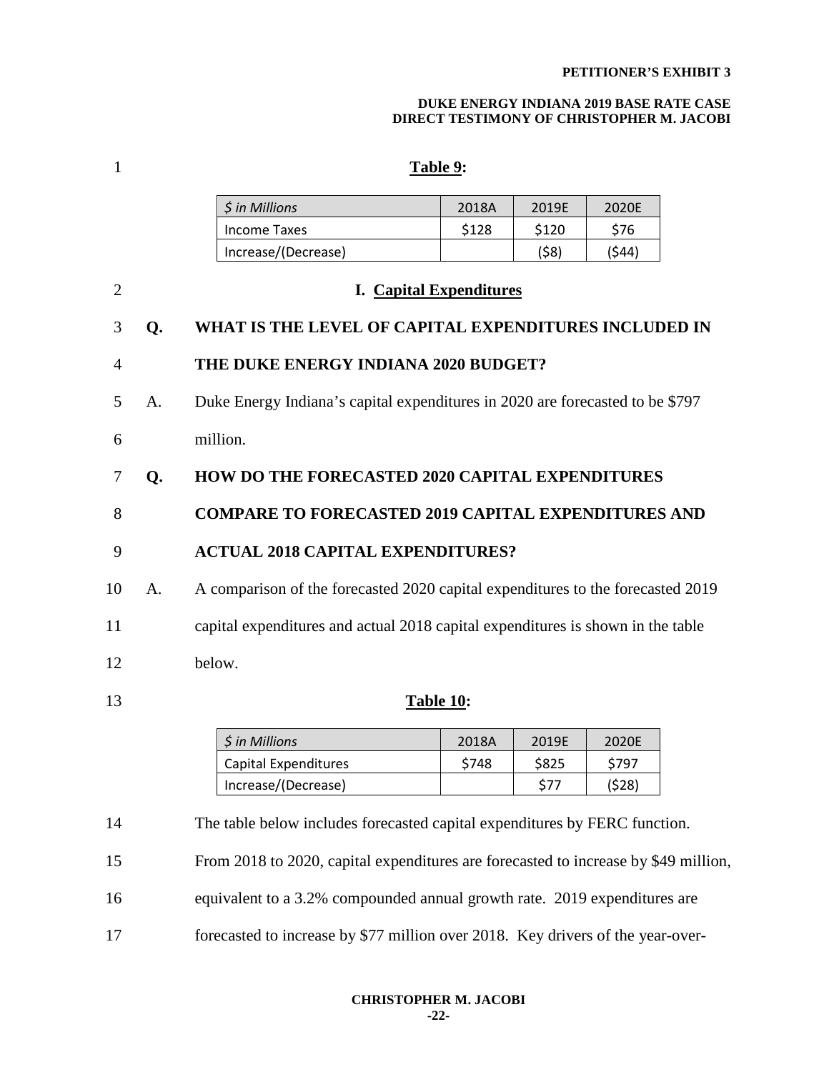**Table 9:**

| *$ in Millions* | 2018A | 2019E | 2020E |
|---|---|---|---|
| Income Taxes | $128 | $120 | $76 |
| Increase/(Decrease) | | ($8) | ($44) |

## I. Capital Expenditures

**Q. WHAT IS THE LEVEL OF CAPITAL EXPENDITURES INCLUDED IN THE DUKE ENERGY INDIANA 2020 BUDGET?**

A. Duke Energy Indiana's capital expenditures in 2020 are forecasted to be $797 million.

**Q. HOW DO THE FORECASTED 2020 CAPITAL EXPENDITURES COMPARE TO FORECASTED 2019 CAPITAL EXPENDITURES AND ACTUAL 2018 CAPITAL EXPENDITURES?**

A. A comparison of the forecasted 2020 capital expenditures to the forecasted 2019 capital expenditures and actual 2018 capital expenditures is shown in the table below.

**Table 10:**

| *$ in Millions* | 2018A | 2019E | 2020E |
|---|---|---|---|
| Capital Expenditures | $748 | $825 | $797 |
| Increase/(Decrease) | | $77 | ($28) |

The table below includes forecasted capital expenditures by FERC function. From 2018 to 2020, capital expenditures are forecasted to increase by $49 million, equivalent to a 3.2% compounded annual growth rate. 2019 expenditures are forecasted to increase by $77 million over 2018. Key drivers of the year-over-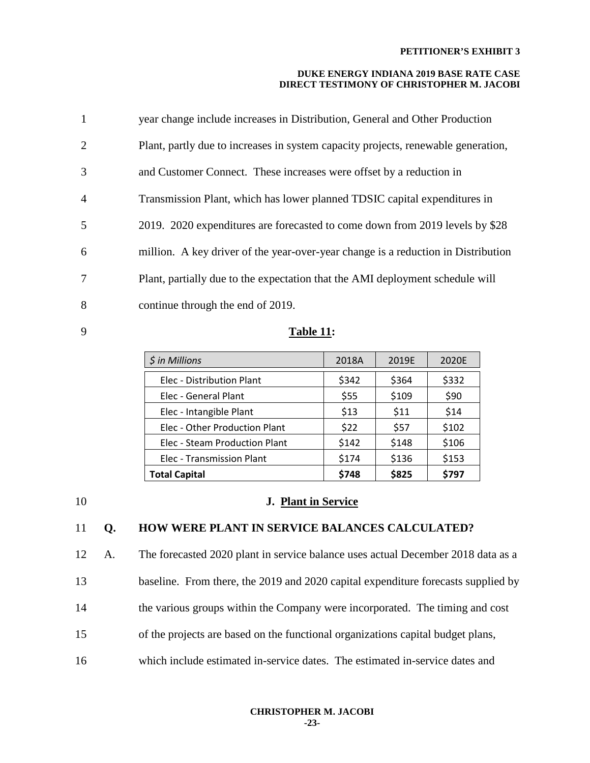year change include increases in Distribution, General and Other Production Plant, partly due to increases in system capacity projects, renewable generation, and Customer Connect. These increases were offset by a reduction in Transmission Plant, which has lower planned TDSIC capital expenditures in 2019. 2020 expenditures are forecasted to come down from 2019 levels by $28 million. A key driver of the year-over-year change is a reduction in Distribution Plant, partially due to the expectation that the AMI deployment schedule will continue through the end of 2019.

**Table 11:**

| *$ in Millions* | 2018A | 2019E | 2020E |
|---|---|---|---|
| Elec - Distribution Plant | $342 | $364 | $332 |
| Elec - General Plant | $55 | $109 | $90 |
| Elec - Intangible Plant | $13 | $11 | $14 |
| Elec - Other Production Plant | $22 | $57 | $102 |
| Elec - Steam Production Plant | $142 | $148 | $106 |
| Elec - Transmission Plant | $174 | $136 | $153 |
| **Total Capital** | **$748** | **$825** | **$797** |

## J. Plant in Service

**Q. HOW WERE PLANT IN SERVICE BALANCES CALCULATED?**

A. The forecasted 2020 plant in service balance uses actual December 2018 data as a baseline. From there, the 2019 and 2020 capital expenditure forecasts supplied by the various groups within the Company were incorporated. The timing and cost of the projects are based on the functional organizations capital budget plans, which include estimated in-service dates. The estimated in-service dates and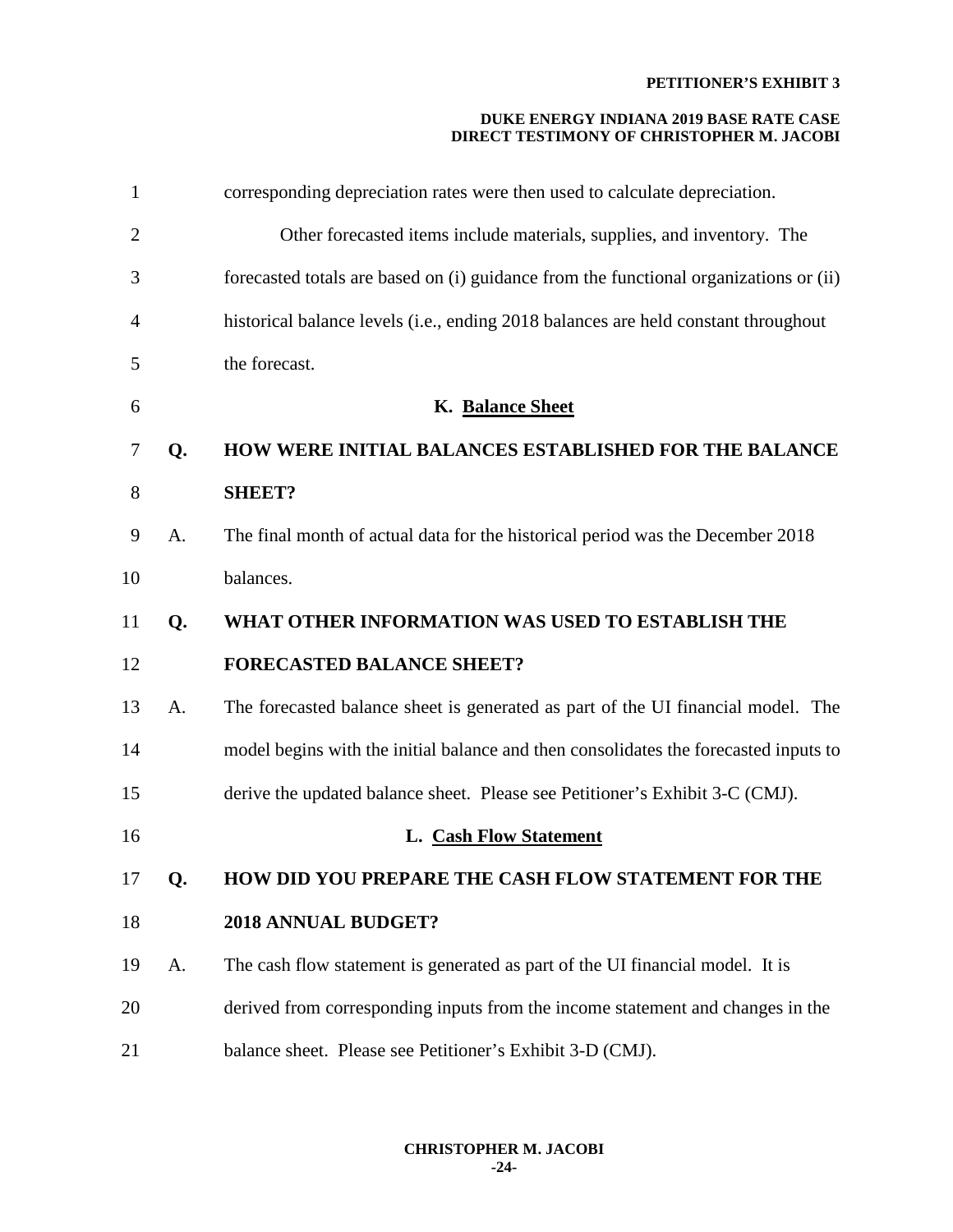corresponding depreciation rates were then used to calculate depreciation.

Other forecasted items include materials, supplies, and inventory. The forecasted totals are based on (i) guidance from the functional organizations or (ii) historical balance levels (i.e., ending 2018 balances are held constant throughout the forecast.

### K. Balance Sheet

**Q. HOW WERE INITIAL BALANCES ESTABLISHED FOR THE BALANCE SHEET?**

A. The final month of actual data for the historical period was the December 2018 balances.

**Q. WHAT OTHER INFORMATION WAS USED TO ESTABLISH THE FORECASTED BALANCE SHEET?**

A. The forecasted balance sheet is generated as part of the UI financial model. The model begins with the initial balance and then consolidates the forecasted inputs to derive the updated balance sheet. Please see Petitioner's Exhibit 3-C (CMJ).

### L. Cash Flow Statement

**Q. HOW DID YOU PREPARE THE CASH FLOW STATEMENT FOR THE 2018 ANNUAL BUDGET?**

A. The cash flow statement is generated as part of the UI financial model. It is derived from corresponding inputs from the income statement and changes in the balance sheet. Please see Petitioner's Exhibit 3-D (CMJ).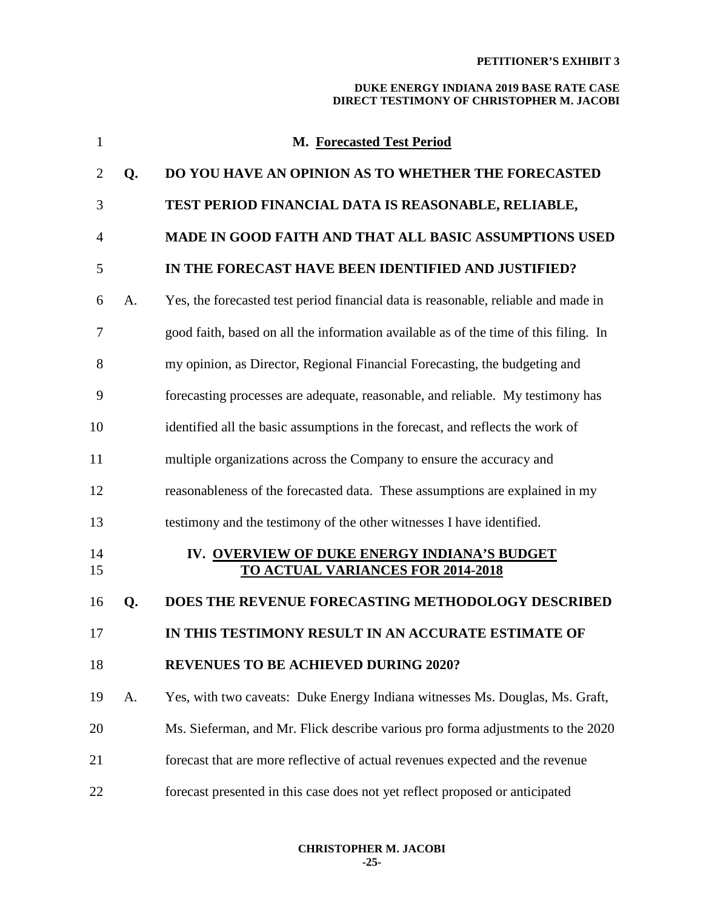### M. Forecasted Test Period

**Q. DO YOU HAVE AN OPINION AS TO WHETHER THE FORECASTED TEST PERIOD FINANCIAL DATA IS REASONABLE, RELIABLE, MADE IN GOOD FAITH AND THAT ALL BASIC ASSUMPTIONS USED IN THE FORECAST HAVE BEEN IDENTIFIED AND JUSTIFIED?**

A. Yes, the forecasted test period financial data is reasonable, reliable and made in good faith, based on all the information available as of the time of this filing. In my opinion, as Director, Regional Financial Forecasting, the budgeting and forecasting processes are adequate, reasonable, and reliable. My testimony has identified all the basic assumptions in the forecast, and reflects the work of multiple organizations across the Company to ensure the accuracy and reasonableness of the forecasted data. These assumptions are explained in my testimony and the testimony of the other witnesses I have identified.

## IV. OVERVIEW OF DUKE ENERGY INDIANA'S BUDGET TO ACTUAL VARIANCES FOR 2014-2018

**Q. DOES THE REVENUE FORECASTING METHODOLOGY DESCRIBED IN THIS TESTIMONY RESULT IN AN ACCURATE ESTIMATE OF REVENUES TO BE ACHIEVED DURING 2020?**

A. Yes, with two caveats: Duke Energy Indiana witnesses Ms. Douglas, Ms. Graft, Ms. Sieferman, and Mr. Flick describe various pro forma adjustments to the 2020 forecast that are more reflective of actual revenues expected and the revenue forecast presented in this case does not yet reflect proposed or anticipated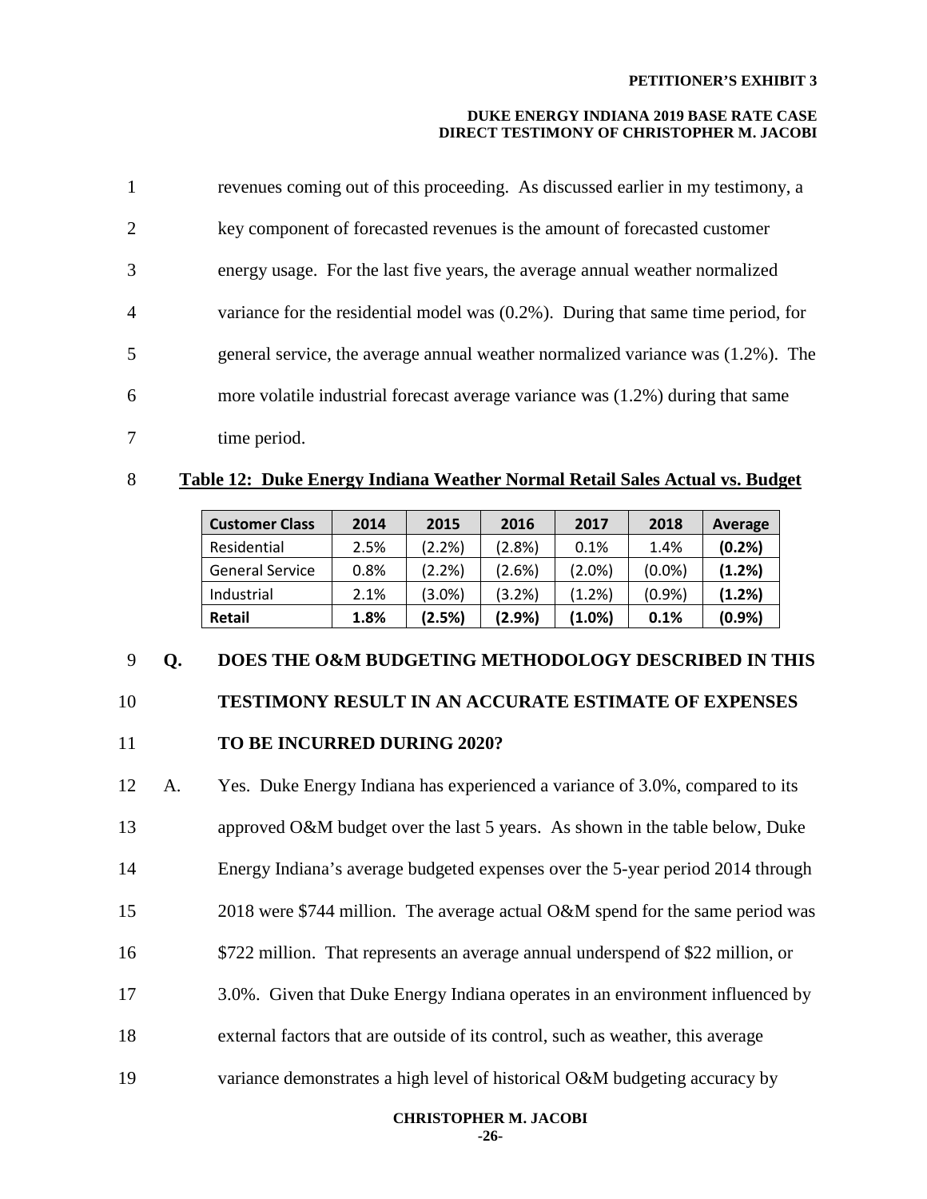revenues coming out of this proceeding. As discussed earlier in my testimony, a key component of forecasted revenues is the amount of forecasted customer energy usage. For the last five years, the average annual weather normalized variance for the residential model was (0.2%). During that same time period, for general service, the average annual weather normalized variance was (1.2%). The more volatile industrial forecast average variance was (1.2%) during that same time period.

**Table 12: Duke Energy Indiana Weather Normal Retail Sales Actual vs. Budget**

| Customer Class | 2014 | 2015 | 2016 | 2017 | 2018 | Average |
|---|---|---|---|---|---|---|
| Residential | 2.5% | (2.2%) | (2.8%) | 0.1% | 1.4% | **(0.2%)** |
| General Service | 0.8% | (2.2%) | (2.6%) | (2.0%) | (0.0%) | **(1.2%)** |
| Industrial | 2.1% | (3.0%) | (3.2%) | (1.2%) | (0.9%) | **(1.2%)** |
| **Retail** | **1.8%** | **(2.5%)** | **(2.9%)** | **(1.0%)** | **0.1%** | **(0.9%)** |

**Q. DOES THE O&M BUDGETING METHODOLOGY DESCRIBED IN THIS TESTIMONY RESULT IN AN ACCURATE ESTIMATE OF EXPENSES TO BE INCURRED DURING 2020?**

A. Yes. Duke Energy Indiana has experienced a variance of 3.0%, compared to its approved O&M budget over the last 5 years. As shown in the table below, Duke Energy Indiana's average budgeted expenses over the 5-year period 2014 through 2018 were $744 million. The average actual O&M spend for the same period was $722 million. That represents an average annual underspend of $22 million, or 3.0%. Given that Duke Energy Indiana operates in an environment influenced by external factors that are outside of its control, such as weather, this average variance demonstrates a high level of historical O&M budgeting accuracy by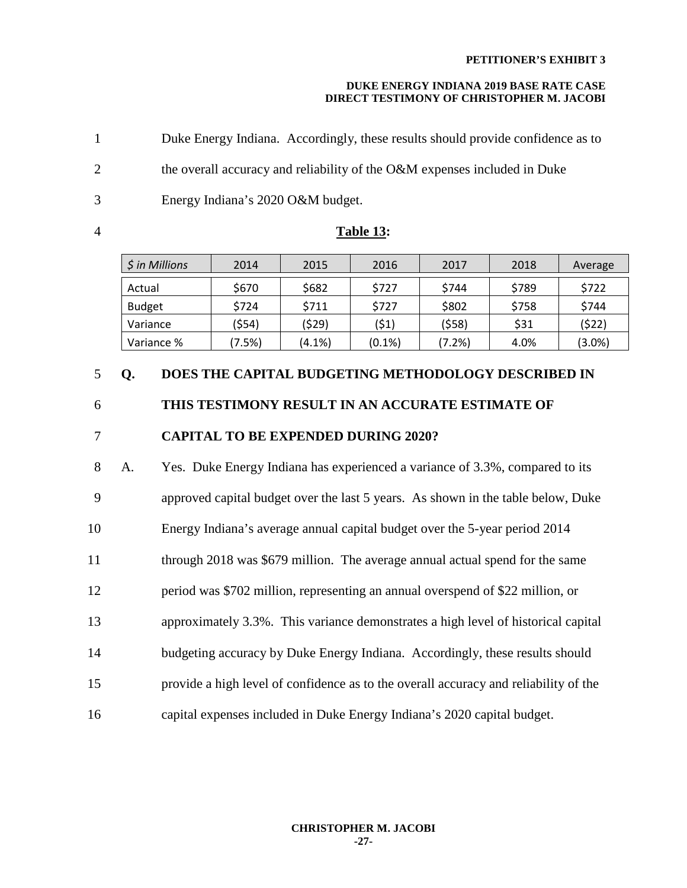Duke Energy Indiana. Accordingly, these results should provide confidence as to the overall accuracy and reliability of the O&M expenses included in Duke Energy Indiana's 2020 O&M budget.

**Table 13:**

| *$ in Millions* | 2014 | 2015 | 2016 | 2017 | 2018 | Average |
|---|---|---|---|---|---|---|
| Actual | $670 | $682 | $727 | $744 | $789 | $722 |
| Budget | $724 | $711 | $727 | $802 | $758 | $744 |
| Variance | ($54) | ($29) | ($1) | ($58) | $31 | ($22) |
| Variance % | (7.5%) | (4.1%) | (0.1%) | (7.2%) | 4.0% | (3.0%) |

**Q. DOES THE CAPITAL BUDGETING METHODOLOGY DESCRIBED IN THIS TESTIMONY RESULT IN AN ACCURATE ESTIMATE OF CAPITAL TO BE EXPENDED DURING 2020?**

A. Yes. Duke Energy Indiana has experienced a variance of 3.3%, compared to its approved capital budget over the last 5 years. As shown in the table below, Duke Energy Indiana's average annual capital budget over the 5-year period 2014 through 2018 was $679 million. The average annual actual spend for the same period was $702 million, representing an annual overspend of $22 million, or approximately 3.3%. This variance demonstrates a high level of historical capital budgeting accuracy by Duke Energy Indiana. Accordingly, these results should provide a high level of confidence as to the overall accuracy and reliability of the capital expenses included in Duke Energy Indiana's 2020 capital budget.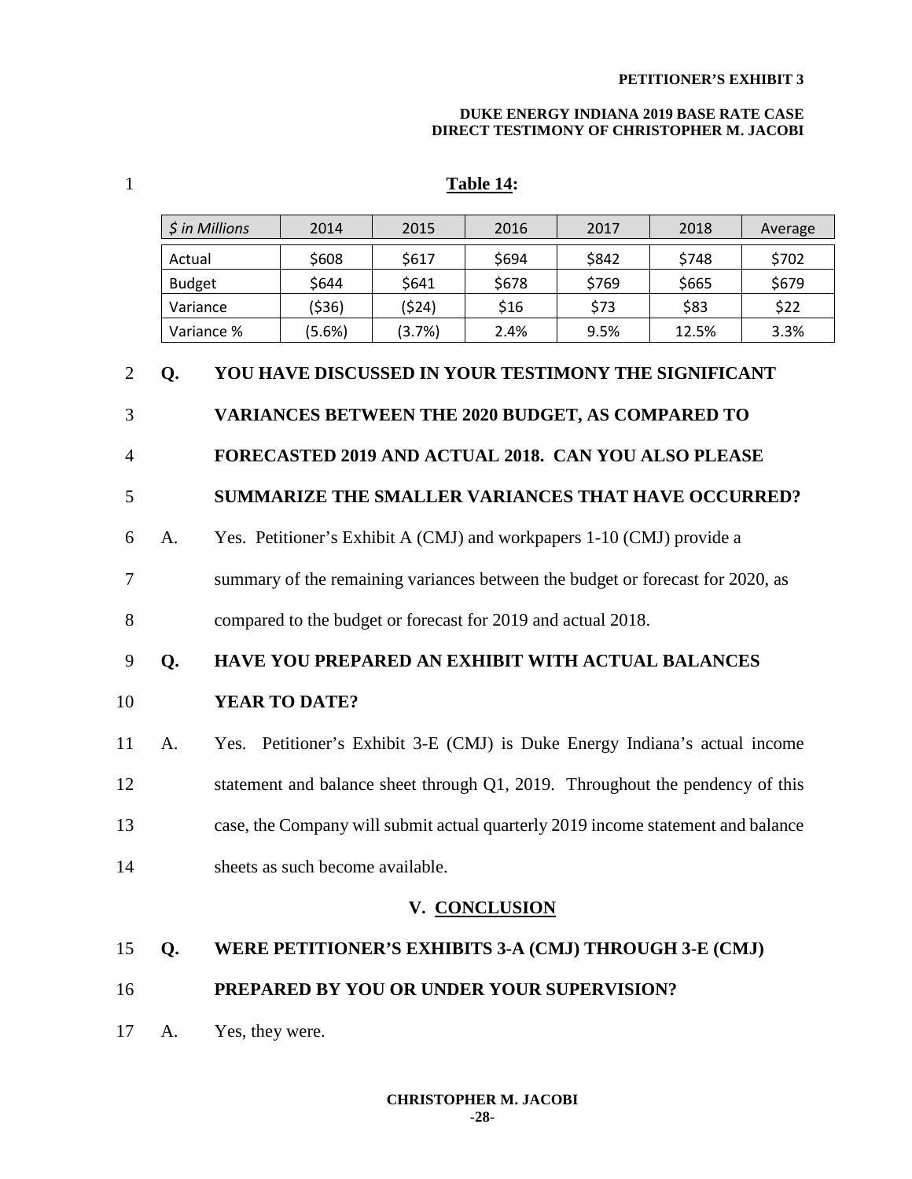**Table 14:**

| *$ in Millions* | 2014 | 2015 | 2016 | 2017 | 2018 | Average |
|---|---|---|---|---|---|---|
| Actual | $608 | $617 | $694 | $842 | $748 | $702 |
| Budget | $644 | $641 | $678 | $769 | $665 | $679 |
| Variance | ($36) | ($24) | $16 | $73 | $83 | $22 |
| Variance % | (5.6%) | (3.7%) | 2.4% | 9.5% | 12.5% | 3.3% |

**Q. YOU HAVE DISCUSSED IN YOUR TESTIMONY THE SIGNIFICANT VARIANCES BETWEEN THE 2020 BUDGET, AS COMPARED TO FORECASTED 2019 AND ACTUAL 2018. CAN YOU ALSO PLEASE SUMMARIZE THE SMALLER VARIANCES THAT HAVE OCCURRED?**

A. Yes. Petitioner's Exhibit A (CMJ) and workpapers 1-10 (CMJ) provide a summary of the remaining variances between the budget or forecast for 2020, as compared to the budget or forecast for 2019 and actual 2018.

**Q. HAVE YOU PREPARED AN EXHIBIT WITH ACTUAL BALANCES YEAR TO DATE?**

A. Yes. Petitioner's Exhibit 3-E (CMJ) is Duke Energy Indiana's actual income statement and balance sheet through Q1, 2019. Throughout the pendency of this case, the Company will submit actual quarterly 2019 income statement and balance sheets as such become available.

## V. CONCLUSION

**Q. WERE PETITIONER'S EXHIBITS 3-A (CMJ) THROUGH 3-E (CMJ) PREPARED BY YOU OR UNDER YOUR SUPERVISION?**

A. Yes, they were.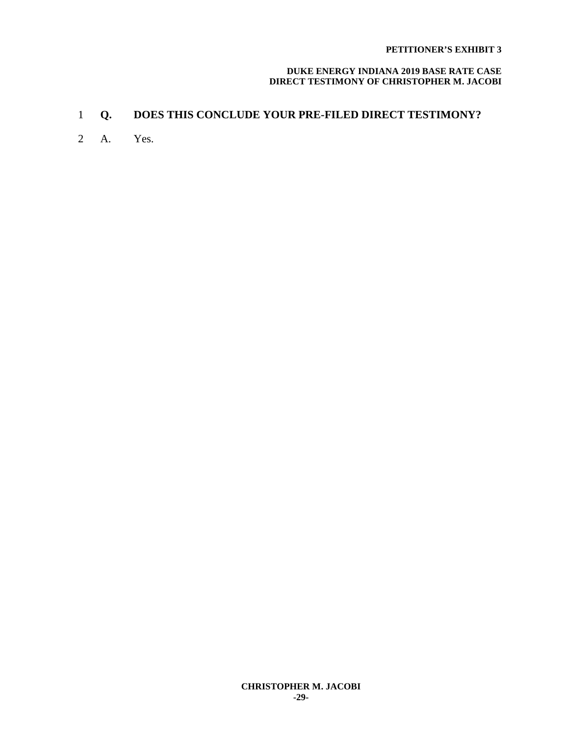1 **Q. DOES THIS CONCLUDE YOUR PRE-FILED DIRECT TESTIMONY?**

2 A. Yes.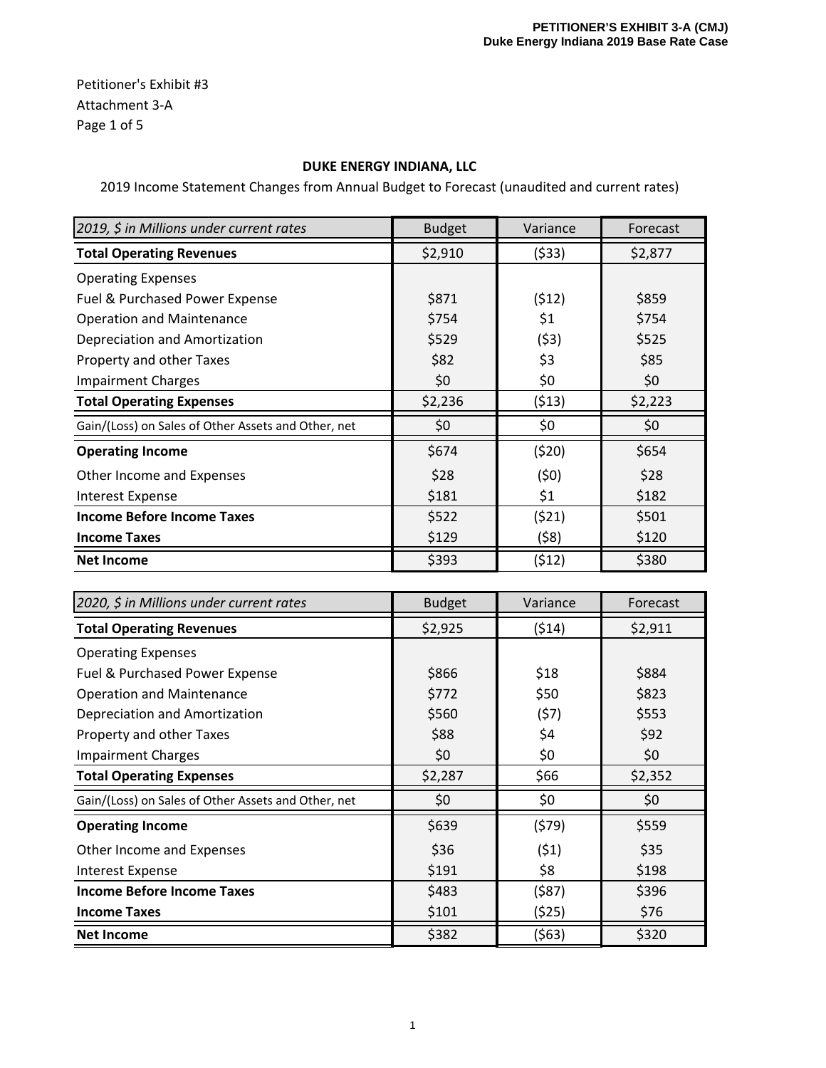PETITIONER'S EXHIBIT 3-A (CMJ)
Duke Energy Indiana 2019 Base Rate Case

Petitioner's Exhibit #3
Attachment 3-A
Page 1 of 5

**DUKE ENERGY INDIANA, LLC**

2019 Income Statement Changes from Annual Budget to Forecast (unaudited and current rates)

| *2019, $ in Millions under current rates* | Budget | Variance | Forecast |
|---|---|---|---|
| **Total Operating Revenues** | $2,910 | ($33) | $2,877 |
| Operating Expenses | | | |
| Fuel & Purchased Power Expense | $871 | ($12) | $859 |
| Operation and Maintenance | $754 | $1 | $754 |
| Depreciation and Amortization | $529 | ($3) | $525 |
| Property and other Taxes | $82 | $3 | $85 |
| Impairment Charges | $0 | $0 | $0 |
| **Total Operating Expenses** | $2,236 | ($13) | $2,223 |
| Gain/(Loss) on Sales of Other Assets and Other, net | $0 | $0 | $0 |
| **Operating Income** | $674 | ($20) | $654 |
| Other Income and Expenses | $28 | ($0) | $28 |
| Interest Expense | $181 | $1 | $182 |
| **Income Before Income Taxes** | $522 | ($21) | $501 |
| **Income Taxes** | $129 | ($8) | $120 |
| **Net Income** | $393 | ($12) | $380 |

| *2020, $ in Millions under current rates* | Budget | Variance | Forecast |
|---|---|---|---|
| **Total Operating Revenues** | $2,925 | ($14) | $2,911 |
| Operating Expenses | | | |
| Fuel & Purchased Power Expense | $866 | $18 | $884 |
| Operation and Maintenance | $772 | $50 | $823 |
| Depreciation and Amortization | $560 | ($7) | $553 |
| Property and other Taxes | $88 | $4 | $92 |
| Impairment Charges | $0 | $0 | $0 |
| **Total Operating Expenses** | $2,287 | $66 | $2,352 |
| Gain/(Loss) on Sales of Other Assets and Other, net | $0 | $0 | $0 |
| **Operating Income** | $639 | ($79) | $559 |
| Other Income and Expenses | $36 | ($1) | $35 |
| Interest Expense | $191 | $8 | $198 |
| **Income Before Income Taxes** | $483 | ($87) | $396 |
| **Income Taxes** | $101 | ($25) | $76 |
| **Net Income** | $382 | ($63) | $320 |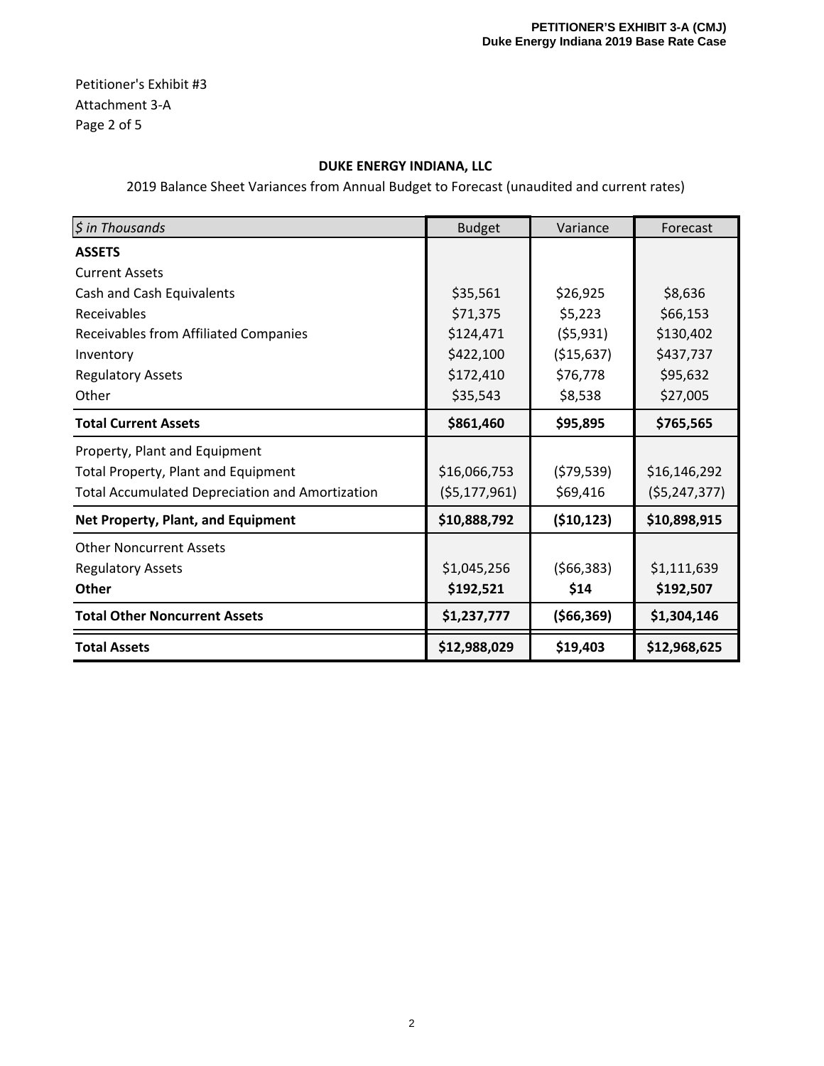Petitioner's Exhibit #3
Attachment 3-A
Page 2 of 5

**DUKE ENERGY INDIANA, LLC**

2019 Balance Sheet Variances from Annual Budget to Forecast (unaudited and current rates)

| *$ in Thousands* | Budget | Variance | Forecast |
|---|---|---|---|
| **ASSETS** | | | |
| Current Assets | | | |
| Cash and Cash Equivalents | $35,561 | $26,925 | $8,636 |
| Receivables | $71,375 | $5,223 | $66,153 |
| Receivables from Affiliated Companies | $124,471 | ($5,931) | $130,402 |
| Inventory | $422,100 | ($15,637) | $437,737 |
| Regulatory Assets | $172,410 | $76,778 | $95,632 |
| Other | $35,543 | $8,538 | $27,005 |
| **Total Current Assets** | **$861,460** | **$95,895** | **$765,565** |
| Property, Plant and Equipment | | | |
| Total Property, Plant and Equipment | $16,066,753 | ($79,539) | $16,146,292 |
| Total Accumulated Depreciation and Amortization | ($5,177,961) | $69,416 | ($5,247,377) |
| **Net Property, Plant, and Equipment** | **$10,888,792** | **($10,123)** | **$10,898,915** |
| Other Noncurrent Assets | | | |
| Regulatory Assets | $1,045,256 | ($66,383) | $1,111,639 |
| **Other** | **$192,521** | **$14** | **$192,507** |
| **Total Other Noncurrent Assets** | **$1,237,777** | **($66,369)** | **$1,304,146** |
| **Total Assets** | **$12,988,029** | **$19,403** | **$12,968,625** |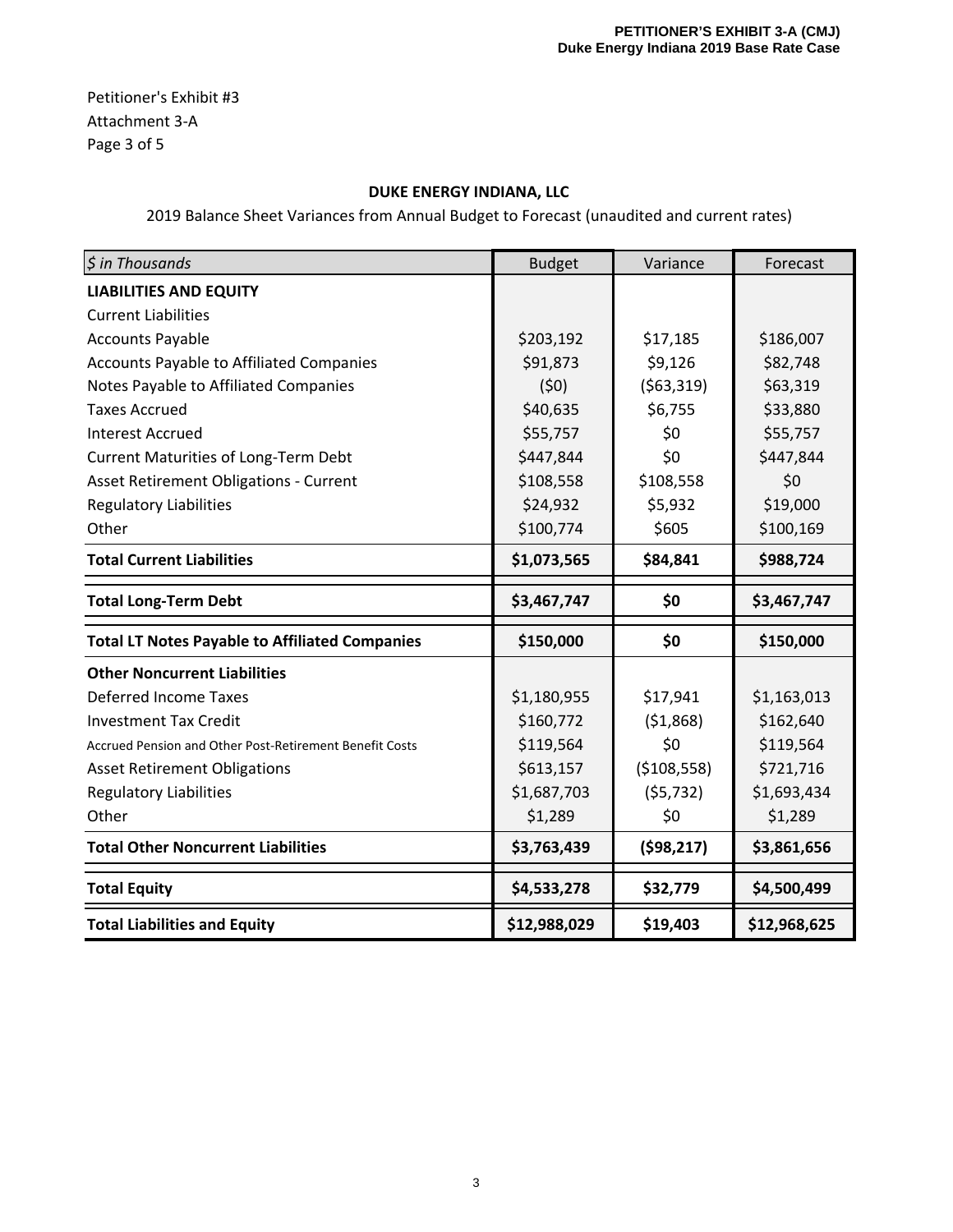Petitioner's Exhibit #3
Attachment 3-A
Page 3 of 5

**DUKE ENERGY INDIANA, LLC**

2019 Balance Sheet Variances from Annual Budget to Forecast (unaudited and current rates)

| *$ in Thousands* | Budget | Variance | Forecast |
|---|---|---|---|
| **LIABILITIES AND EQUITY** | | | |
| Current Liabilities | | | |
| Accounts Payable | $203,192 | $17,185 | $186,007 |
| Accounts Payable to Affiliated Companies | $91,873 | $9,126 | $82,748 |
| Notes Payable to Affiliated Companies | ($0) | ($63,319) | $63,319 |
| Taxes Accrued | $40,635 | $6,755 | $33,880 |
| Interest Accrued | $55,757 | $0 | $55,757 |
| Current Maturities of Long-Term Debt | $447,844 | $0 | $447,844 |
| Asset Retirement Obligations - Current | $108,558 | $108,558 | $0 |
| Regulatory Liabilities | $24,932 | $5,932 | $19,000 |
| Other | $100,774 | $605 | $100,169 |
| **Total Current Liabilities** | **$1,073,565** | **$84,841** | **$988,724** |
| **Total Long-Term Debt** | **$3,467,747** | **$0** | **$3,467,747** |
| **Total LT Notes Payable to Affiliated Companies** | **$150,000** | **$0** | **$150,000** |
| **Other Noncurrent Liabilities** | | | |
| Deferred Income Taxes | $1,180,955 | $17,941 | $1,163,013 |
| Investment Tax Credit | $160,772 | ($1,868) | $162,640 |
| Accrued Pension and Other Post-Retirement Benefit Costs | $119,564 | $0 | $119,564 |
| Asset Retirement Obligations | $613,157 | ($108,558) | $721,716 |
| Regulatory Liabilities | $1,687,703 | ($5,732) | $1,693,434 |
| Other | $1,289 | $0 | $1,289 |
| **Total Other Noncurrent Liabilities** | **$3,763,439** | **($98,217)** | **$3,861,656** |
| **Total Equity** | **$4,533,278** | **$32,779** | **$4,500,499** |
| **Total Liabilities and Equity** | **$12,988,029** | **$19,403** | **$12,968,625** |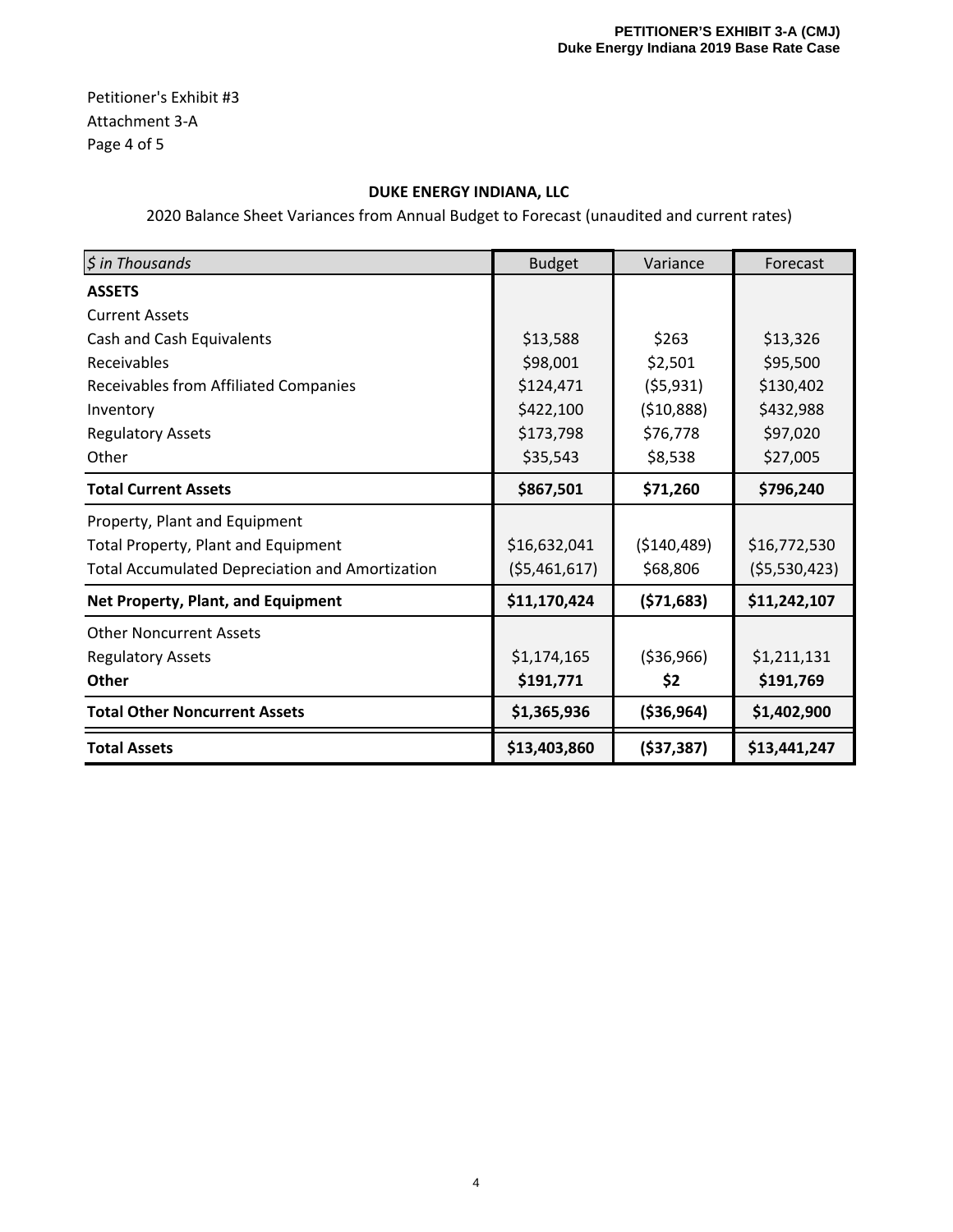PETITIONER'S EXHIBIT 3-A (CMJ)
Duke Energy Indiana 2019 Base Rate Case

Petitioner's Exhibit #3
Attachment 3-A
Page 4 of 5

**DUKE ENERGY INDIANA, LLC**

2020 Balance Sheet Variances from Annual Budget to Forecast (unaudited and current rates)

| *$ in Thousands* | Budget | Variance | Forecast |
|---|---|---|---|
| **ASSETS** | | | |
| Current Assets | | | |
| Cash and Cash Equivalents | $13,588 | $263 | $13,326 |
| Receivables | $98,001 | $2,501 | $95,500 |
| Receivables from Affiliated Companies | $124,471 | ($5,931) | $130,402 |
| Inventory | $422,100 | ($10,888) | $432,988 |
| Regulatory Assets | $173,798 | $76,778 | $97,020 |
| Other | $35,543 | $8,538 | $27,005 |
| **Total Current Assets** | **$867,501** | **$71,260** | **$796,240** |
| Property, Plant and Equipment | | | |
| Total Property, Plant and Equipment | $16,632,041 | ($140,489) | $16,772,530 |
| Total Accumulated Depreciation and Amortization | ($5,461,617) | $68,806 | ($5,530,423) |
| **Net Property, Plant, and Equipment** | **$11,170,424** | **($71,683)** | **$11,242,107** |
| Other Noncurrent Assets | | | |
| Regulatory Assets | $1,174,165 | ($36,966) | $1,211,131 |
| **Other** | **$191,771** | **$2** | **$191,769** |
| **Total Other Noncurrent Assets** | **$1,365,936** | **($36,964)** | **$1,402,900** |
| **Total Assets** | **$13,403,860** | **($37,387)** | **$13,441,247** |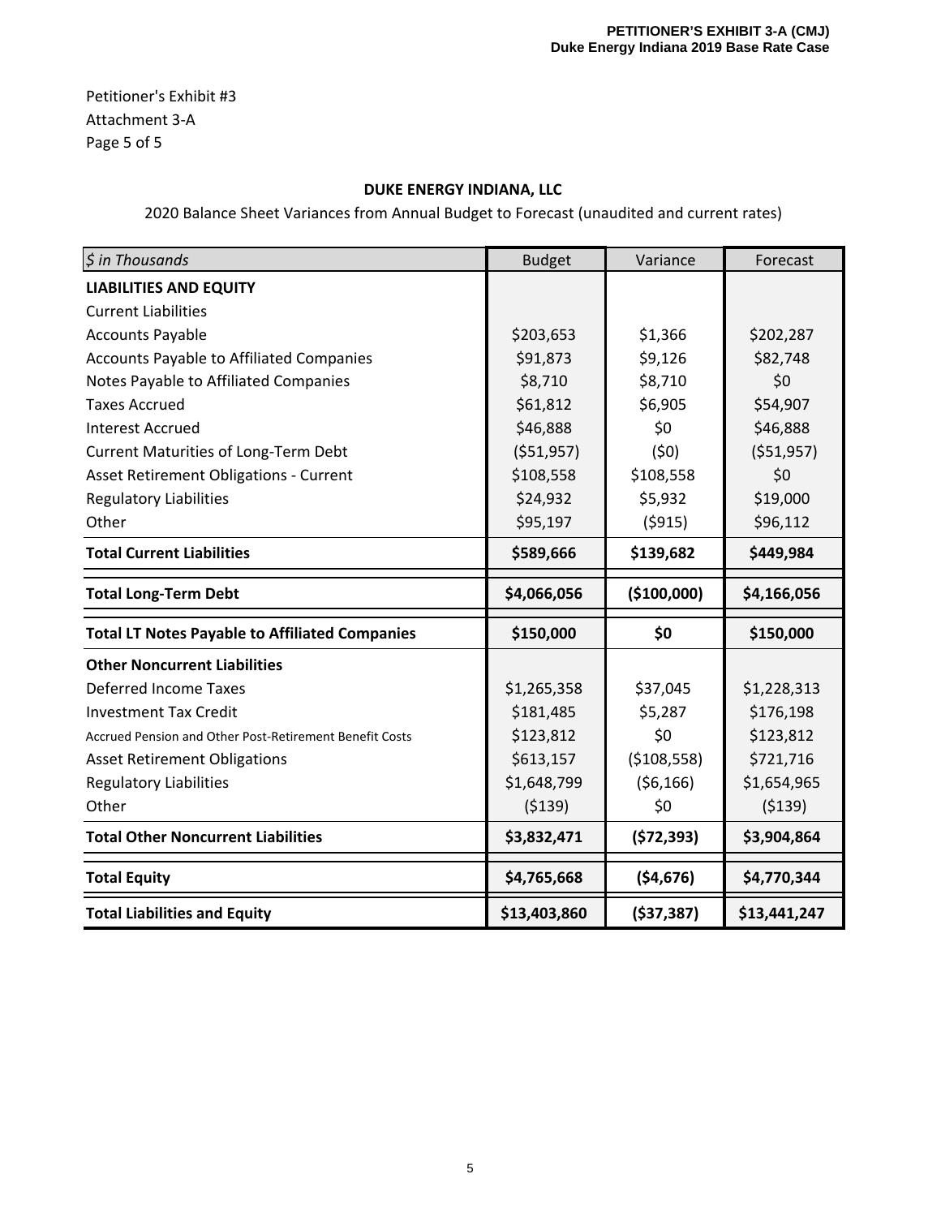PETITIONER'S EXHIBIT 3-A (CMJ)
Duke Energy Indiana 2019 Base Rate Case

Petitioner's Exhibit #3
Attachment 3-A
Page 5 of 5

**DUKE ENERGY INDIANA, LLC**

2020 Balance Sheet Variances from Annual Budget to Forecast (unaudited and current rates)

| *$ in Thousands* | Budget | Variance | Forecast |
|---|---|---|---|
| **LIABILITIES AND EQUITY** | | | |
| Current Liabilities | | | |
| Accounts Payable | $203,653 | $1,366 | $202,287 |
| Accounts Payable to Affiliated Companies | $91,873 | $9,126 | $82,748 |
| Notes Payable to Affiliated Companies | $8,710 | $8,710 | $0 |
| Taxes Accrued | $61,812 | $6,905 | $54,907 |
| Interest Accrued | $46,888 | $0 | $46,888 |
| Current Maturities of Long-Term Debt | ($51,957) | ($0) | ($51,957) |
| Asset Retirement Obligations - Current | $108,558 | $108,558 | $0 |
| Regulatory Liabilities | $24,932 | $5,932 | $19,000 |
| Other | $95,197 | ($915) | $96,112 |
| **Total Current Liabilities** | **$589,666** | **$139,682** | **$449,984** |
| **Total Long-Term Debt** | **$4,066,056** | **($100,000)** | **$4,166,056** |
| **Total LT Notes Payable to Affiliated Companies** | **$150,000** | **$0** | **$150,000** |
| **Other Noncurrent Liabilities** | | | |
| Deferred Income Taxes | $1,265,358 | $37,045 | $1,228,313 |
| Investment Tax Credit | $181,485 | $5,287 | $176,198 |
| Accrued Pension and Other Post-Retirement Benefit Costs | $123,812 | $0 | $123,812 |
| Asset Retirement Obligations | $613,157 | ($108,558) | $721,716 |
| Regulatory Liabilities | $1,648,799 | ($6,166) | $1,654,965 |
| Other | ($139) | $0 | ($139) |
| **Total Other Noncurrent Liabilities** | **$3,832,471** | **($72,393)** | **$3,904,864** |
| **Total Equity** | **$4,765,668** | **($4,676)** | **$4,770,344** |
| **Total Liabilities and Equity** | **$13,403,860** | **($37,387)** | **$13,441,247** |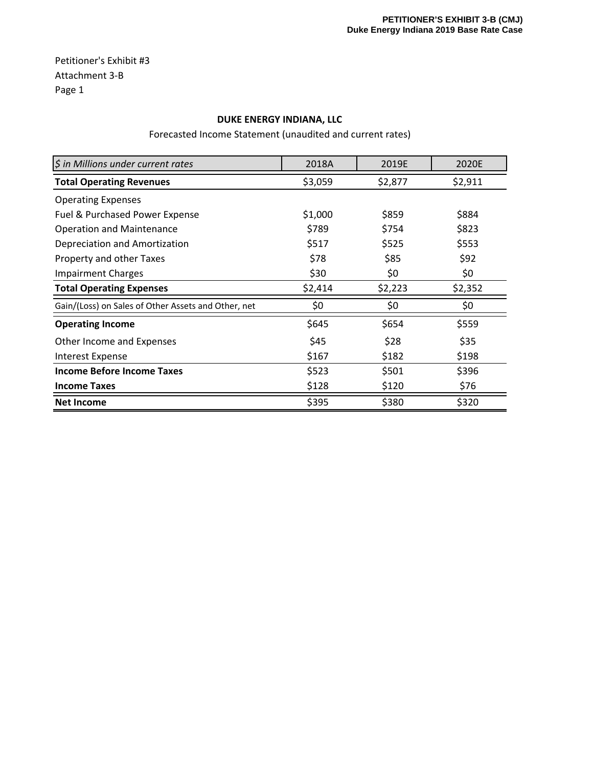Petitioner's Exhibit #3
Attachment 3-B
Page 1

**DUKE ENERGY INDIANA, LLC**

Forecasted Income Statement (unaudited and current rates)

| *$ in Millions under current rates* | 2018A | 2019E | 2020E |
|---|---|---|---|
| **Total Operating Revenues** | $3,059 | $2,877 | $2,911 |
| Operating Expenses | | | |
| Fuel & Purchased Power Expense | $1,000 | $859 | $884 |
| Operation and Maintenance | $789 | $754 | $823 |
| Depreciation and Amortization | $517 | $525 | $553 |
| Property and other Taxes | $78 | $85 | $92 |
| Impairment Charges | $30 | $0 | $0 |
| **Total Operating Expenses** | $2,414 | $2,223 | $2,352 |
| Gain/(Loss) on Sales of Other Assets and Other, net | $0 | $0 | $0 |
| **Operating Income** | $645 | $654 | $559 |
| Other Income and Expenses | $45 | $28 | $35 |
| Interest Expense | $167 | $182 | $198 |
| **Income Before Income Taxes** | $523 | $501 | $396 |
| **Income Taxes** | $128 | $120 | $76 |
| **Net Income** | $395 | $380 | $320 |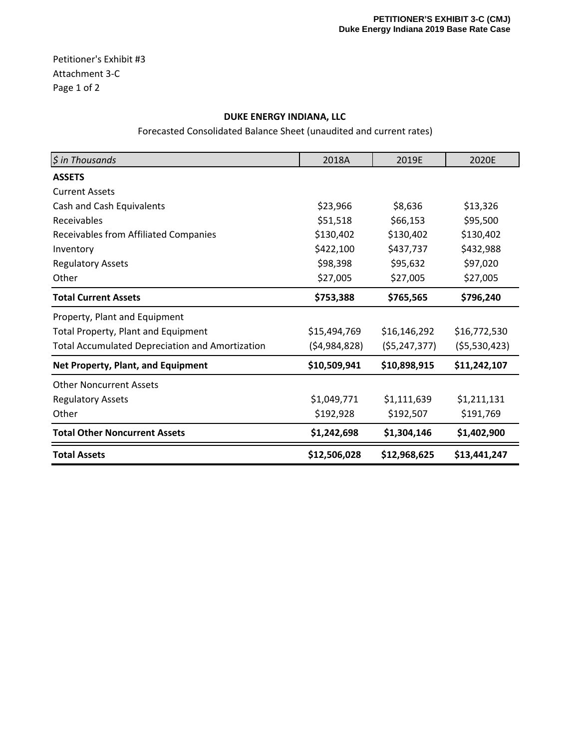Petitioner's Exhibit #3
Attachment 3-C
Page 1 of 2

**DUKE ENERGY INDIANA, LLC**

Forecasted Consolidated Balance Sheet (unaudited and current rates)

| *$ in Thousands* | 2018A | 2019E | 2020E |
|---|---|---|---|
| **ASSETS** | | | |
| Current Assets | | | |
| Cash and Cash Equivalents | $23,966 | $8,636 | $13,326 |
| Receivables | $51,518 | $66,153 | $95,500 |
| Receivables from Affiliated Companies | $130,402 | $130,402 | $130,402 |
| Inventory | $422,100 | $437,737 | $432,988 |
| Regulatory Assets | $98,398 | $95,632 | $97,020 |
| Other | $27,005 | $27,005 | $27,005 |
| **Total Current Assets** | **$753,388** | **$765,565** | **$796,240** |
| Property, Plant and Equipment | | | |
| Total Property, Plant and Equipment | $15,494,769 | $16,146,292 | $16,772,530 |
| Total Accumulated Depreciation and Amortization | ($4,984,828) | ($5,247,377) | ($5,530,423) |
| **Net Property, Plant, and Equipment** | **$10,509,941** | **$10,898,915** | **$11,242,107** |
| Other Noncurrent Assets | | | |
| Regulatory Assets | $1,049,771 | $1,111,639 | $1,211,131 |
| Other | $192,928 | $192,507 | $191,769 |
| **Total Other Noncurrent Assets** | **$1,242,698** | **$1,304,146** | **$1,402,900** |
| **Total Assets** | **$12,506,028** | **$12,968,625** | **$13,441,247** |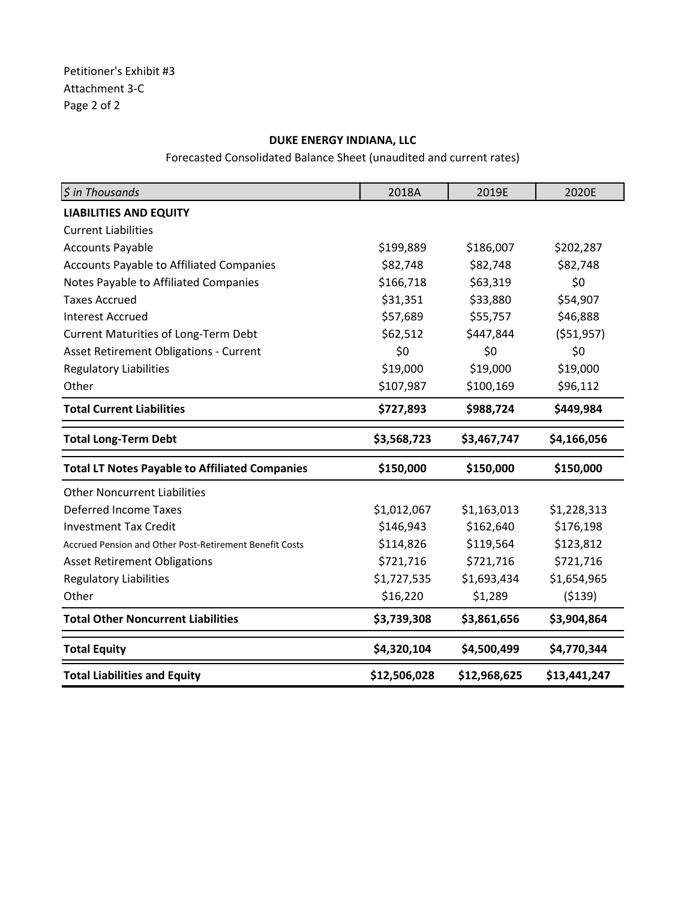Petitioner's Exhibit #3
Attachment 3-C
Page 2 of 2

**DUKE ENERGY INDIANA, LLC**

Forecasted Consolidated Balance Sheet (unaudited and current rates)

| *$ in Thousands* | 2018A | 2019E | 2020E |
|---|---|---|---|
| **LIABILITIES AND EQUITY** | | | |
| Current Liabilities | | | |
| Accounts Payable | $199,889 | $186,007 | $202,287 |
| Accounts Payable to Affiliated Companies | $82,748 | $82,748 | $82,748 |
| Notes Payable to Affiliated Companies | $166,718 | $63,319 | $0 |
| Taxes Accrued | $31,351 | $33,880 | $54,907 |
| Interest Accrued | $57,689 | $55,757 | $46,888 |
| Current Maturities of Long-Term Debt | $62,512 | $447,844 | ($51,957) |
| Asset Retirement Obligations - Current | $0 | $0 | $0 |
| Regulatory Liabilities | $19,000 | $19,000 | $19,000 |
| Other | $107,987 | $100,169 | $96,112 |
| **Total Current Liabilities** | **$727,893** | **$988,724** | **$449,984** |
| **Total Long-Term Debt** | **$3,568,723** | **$3,467,747** | **$4,166,056** |
| **Total LT Notes Payable to Affiliated Companies** | **$150,000** | **$150,000** | **$150,000** |
| Other Noncurrent Liabilities | | | |
| Deferred Income Taxes | $1,012,067 | $1,163,013 | $1,228,313 |
| Investment Tax Credit | $146,943 | $162,640 | $176,198 |
| Accrued Pension and Other Post-Retirement Benefit Costs | $114,826 | $119,564 | $123,812 |
| Asset Retirement Obligations | $721,716 | $721,716 | $721,716 |
| Regulatory Liabilities | $1,727,535 | $1,693,434 | $1,654,965 |
| Other | $16,220 | $1,289 | ($139) |
| **Total Other Noncurrent Liabilities** | **$3,739,308** | **$3,861,656** | **$3,904,864** |
| **Total Equity** | **$4,320,104** | **$4,500,499** | **$4,770,344** |
| **Total Liabilities and Equity** | **$12,506,028** | **$12,968,625** | **$13,441,247** |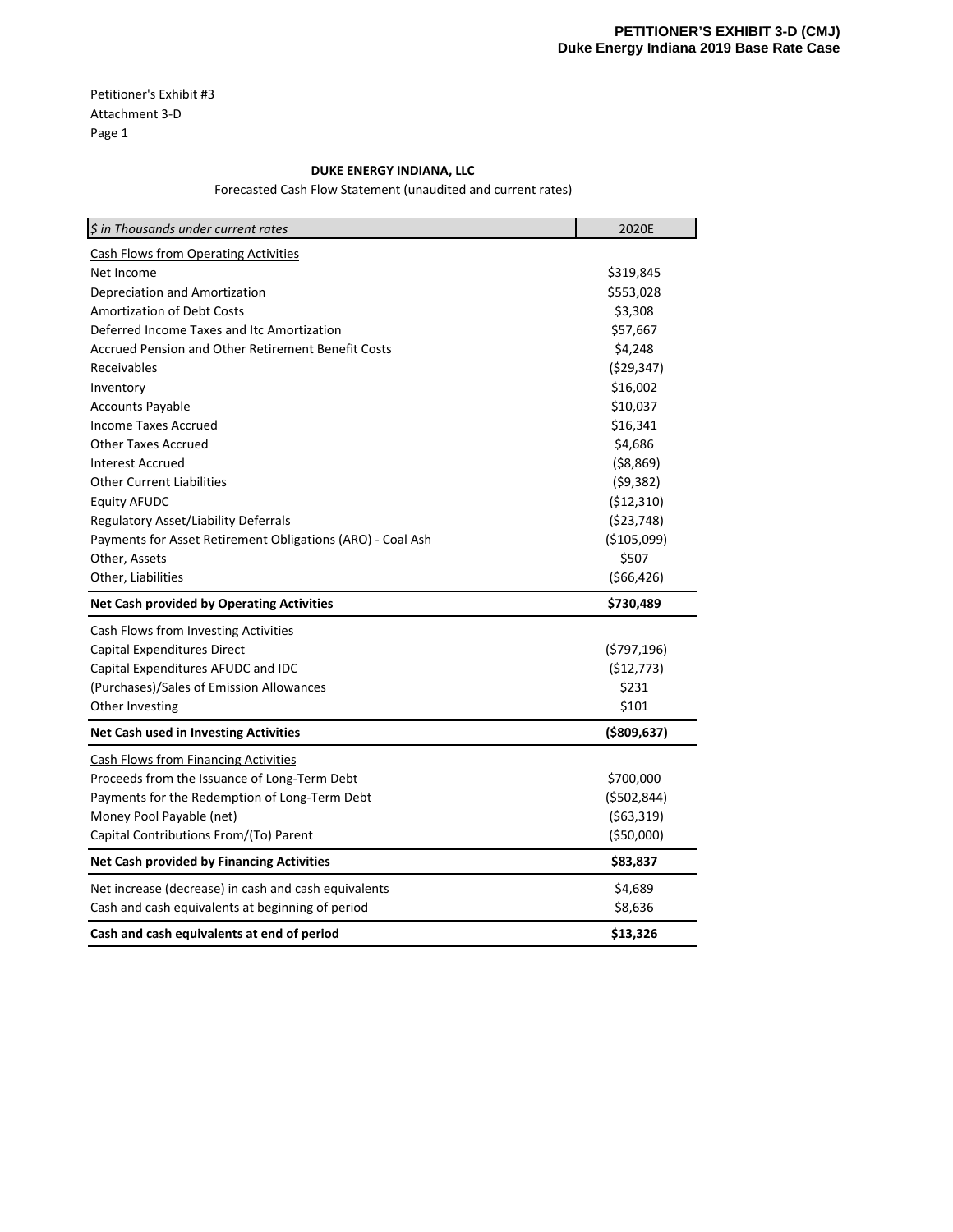**PETITIONER'S EXHIBIT 3-D (CMJ)**
**Duke Energy Indiana 2019 Base Rate Case**

Petitioner's Exhibit #3
Attachment 3-D
Page 1

**DUKE ENERGY INDIANA, LLC**

Forecasted Cash Flow Statement (unaudited and current rates)

| *$ in Thousands under current rates* | 2020E |
|---|---|
| Cash Flows from Operating Activities | |
| Net Income | $319,845 |
| Depreciation and Amortization | $553,028 |
| Amortization of Debt Costs | $3,308 |
| Deferred Income Taxes and Itc Amortization | $57,667 |
| Accrued Pension and Other Retirement Benefit Costs | $4,248 |
| Receivables | ($29,347) |
| Inventory | $16,002 |
| Accounts Payable | $10,037 |
| Income Taxes Accrued | $16,341 |
| Other Taxes Accrued | $4,686 |
| Interest Accrued | ($8,869) |
| Other Current Liabilities | ($9,382) |
| Equity AFUDC | ($12,310) |
| Regulatory Asset/Liability Deferrals | ($23,748) |
| Payments for Asset Retirement Obligations (ARO) - Coal Ash | ($105,099) |
| Other, Assets | $507 |
| Other, Liabilities | ($66,426) |
| **Net Cash provided by Operating Activities** | **$730,489** |
| Cash Flows from Investing Activities | |
| Capital Expenditures Direct | ($797,196) |
| Capital Expenditures AFUDC and IDC | ($12,773) |
| (Purchases)/Sales of Emission Allowances | $231 |
| Other Investing | $101 |
| **Net Cash used in Investing Activities** | **($809,637)** |
| Cash Flows from Financing Activities | |
| Proceeds from the Issuance of Long-Term Debt | $700,000 |
| Payments for the Redemption of Long-Term Debt | ($502,844) |
| Money Pool Payable (net) | ($63,319) |
| Capital Contributions From/(To) Parent | ($50,000) |
| **Net Cash provided by Financing Activities** | **$83,837** |
| Net increase (decrease) in cash and cash equivalents | $4,689 |
| Cash and cash equivalents at beginning of period | $8,636 |
| **Cash and cash equivalents at end of period** | **$13,326** |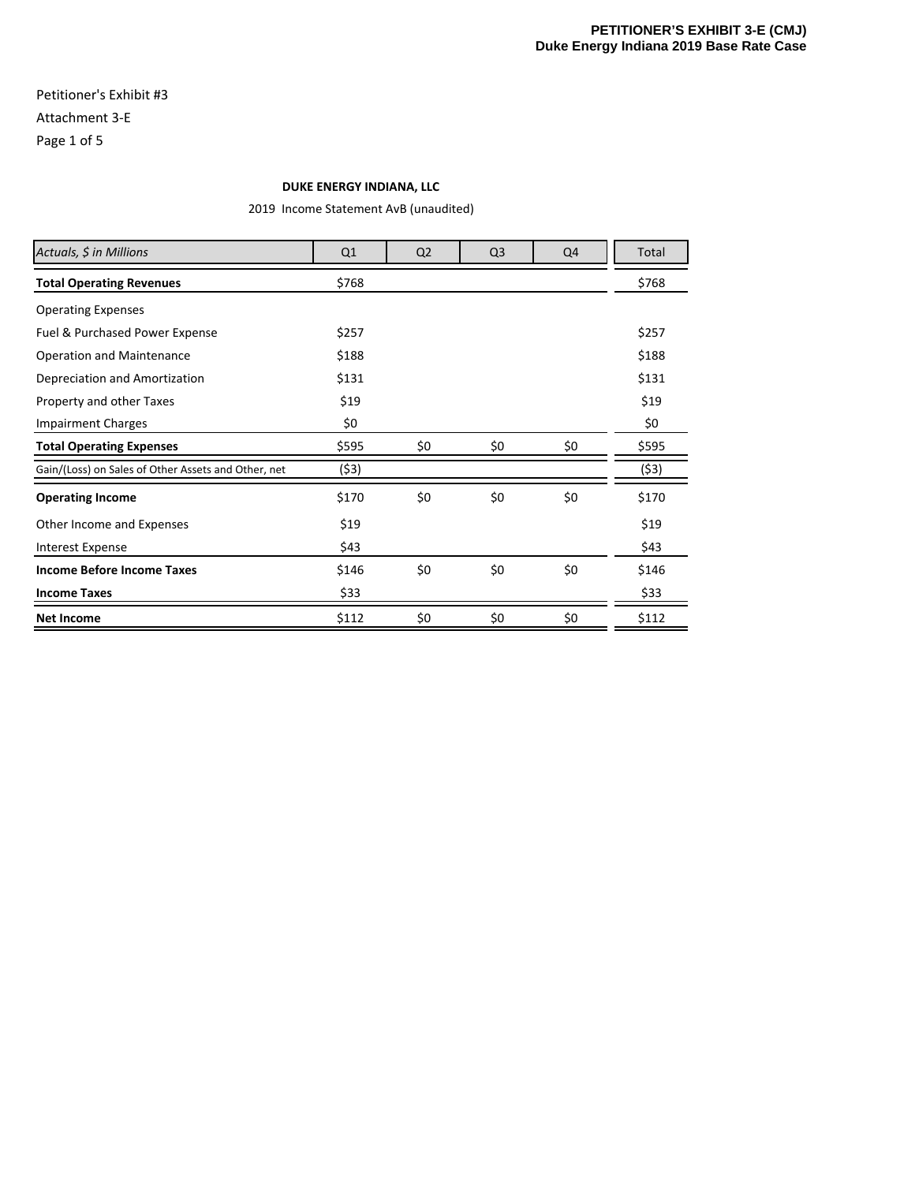PETITIONER'S EXHIBIT 3-E (CMJ)
Duke Energy Indiana 2019 Base Rate Case

Petitioner's Exhibit #3

Attachment 3-E

Page 1 of 5

**DUKE ENERGY INDIANA, LLC**

2019 Income Statement AvB (unaudited)

| *Actuals, $ in Millions* | Q1 | Q2 | Q3 | Q4 | Total |
|---|---|---|---|---|---|
| **Total Operating Revenues** | $768 | | | | $768 |
| Operating Expenses | | | | | |
| Fuel & Purchased Power Expense | $257 | | | | $257 |
| Operation and Maintenance | $188 | | | | $188 |
| Depreciation and Amortization | $131 | | | | $131 |
| Property and other Taxes | $19 | | | | $19 |
| Impairment Charges | $0 | | | | $0 |
| **Total Operating Expenses** | $595 | $0 | $0 | $0 | $595 |
| Gain/(Loss) on Sales of Other Assets and Other, net | ($3) | | | | ($3) |
| **Operating Income** | $170 | $0 | $0 | $0 | $170 |
| Other Income and Expenses | $19 | | | | $19 |
| Interest Expense | $43 | | | | $43 |
| **Income Before Income Taxes** | $146 | $0 | $0 | $0 | $146 |
| **Income Taxes** | $33 | | | | $33 |
| **Net Income** | $112 | $0 | $0 | $0 | $112 |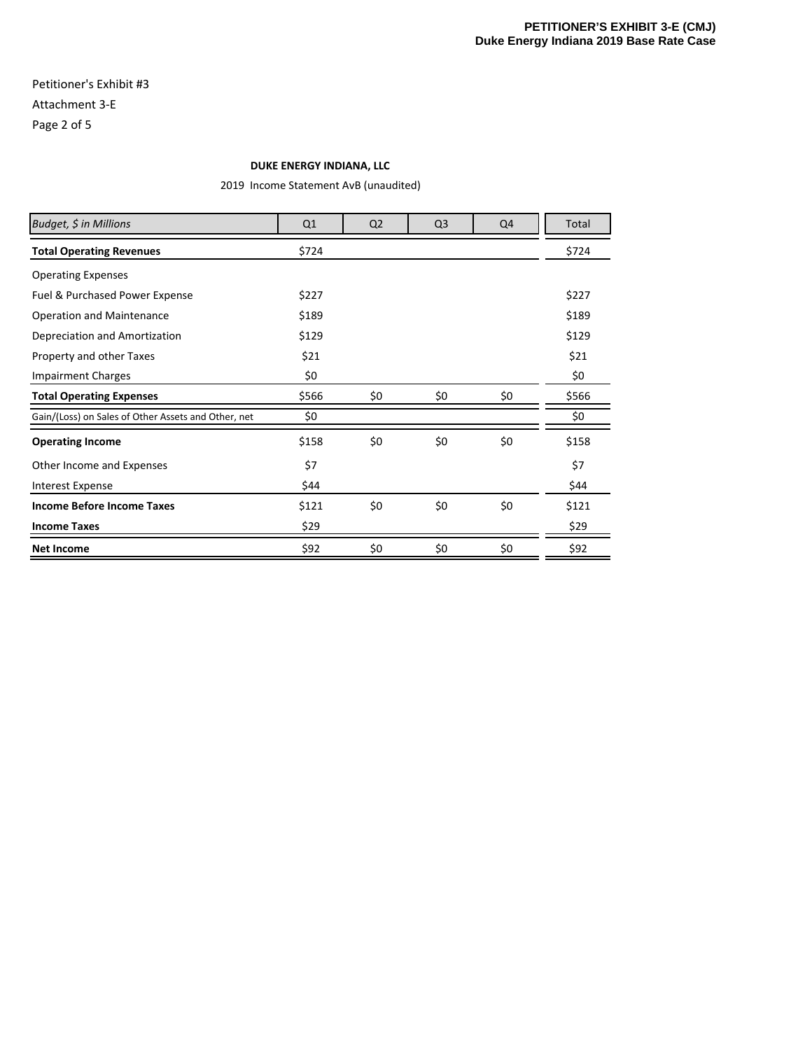Petitioner's Exhibit #3

Attachment 3-E

Page 2 of 5

**DUKE ENERGY INDIANA, LLC**

2019 Income Statement AvB (unaudited)

| *Budget, $ in Millions* | Q1 | Q2 | Q3 | Q4 | Total |
|---|---|---|---|---|---|
| **Total Operating Revenues** | $724 | | | | $724 |
| Operating Expenses | | | | | |
| Fuel & Purchased Power Expense | $227 | | | | $227 |
| Operation and Maintenance | $189 | | | | $189 |
| Depreciation and Amortization | $129 | | | | $129 |
| Property and other Taxes | $21 | | | | $21 |
| Impairment Charges | $0 | | | | $0 |
| **Total Operating Expenses** | $566 | $0 | $0 | $0 | $566 |
| Gain/(Loss) on Sales of Other Assets and Other, net | $0 | | | | $0 |
| **Operating Income** | $158 | $0 | $0 | $0 | $158 |
| Other Income and Expenses | $7 | | | | $7 |
| Interest Expense | $44 | | | | $44 |
| **Income Before Income Taxes** | $121 | $0 | $0 | $0 | $121 |
| **Income Taxes** | $29 | | | | $29 |
| **Net Income** | $92 | $0 | $0 | $0 | $92 |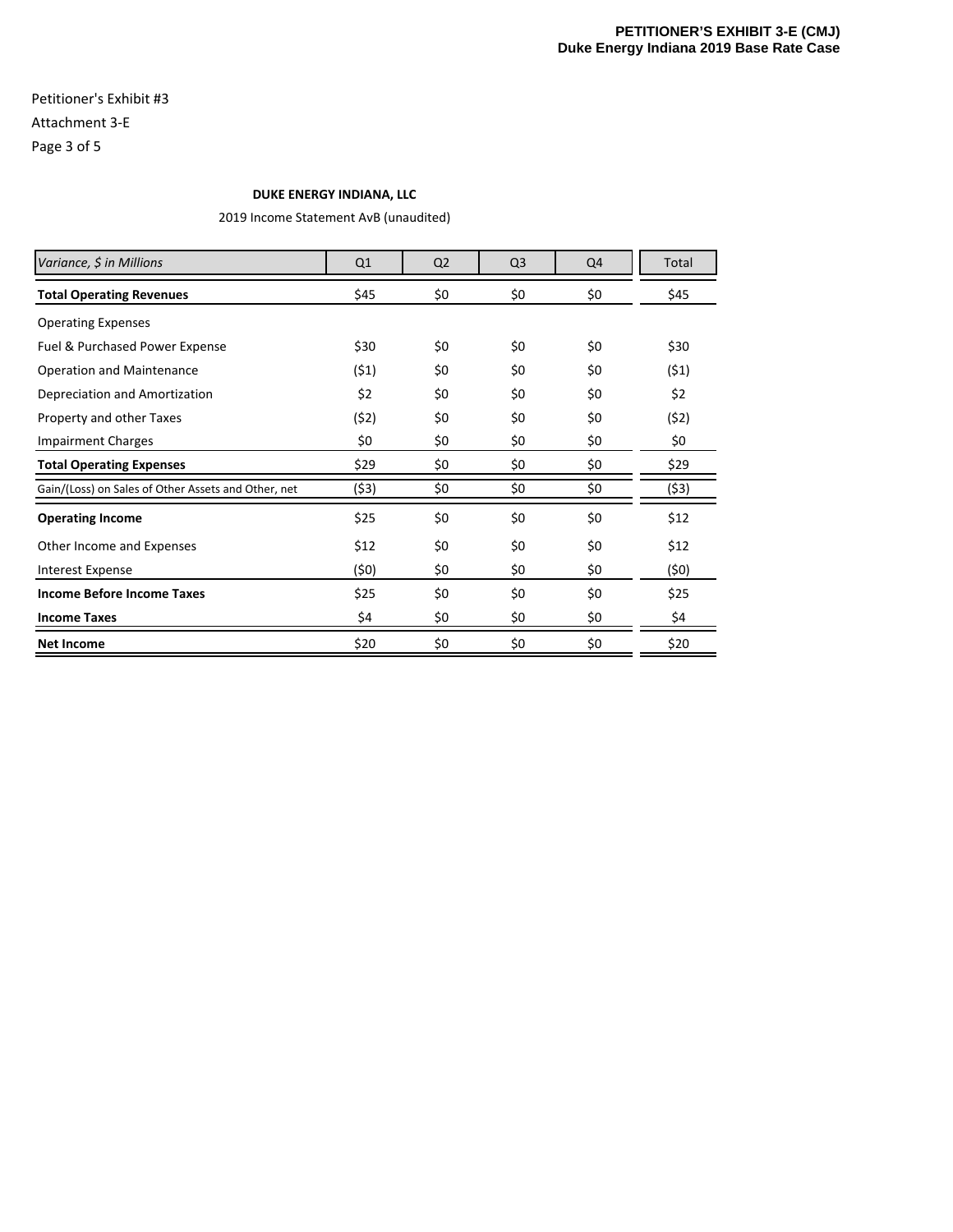**PETITIONER'S EXHIBIT 3-E (CMJ)**
**Duke Energy Indiana 2019 Base Rate Case**

Petitioner's Exhibit #3

Attachment 3-E

Page 3 of 5

**DUKE ENERGY INDIANA, LLC**

2019 Income Statement AvB (unaudited)

| *Variance, $ in Millions* | Q1 | Q2 | Q3 | Q4 | Total |
|---|---|---|---|---|---|
| **Total Operating Revenues** | $45 | $0 | $0 | $0 | $45 |
| Operating Expenses | | | | | |
| Fuel & Purchased Power Expense | $30 | $0 | $0 | $0 | $30 |
| Operation and Maintenance | ($1) | $0 | $0 | $0 | ($1) |
| Depreciation and Amortization | $2 | $0 | $0 | $0 | $2 |
| Property and other Taxes | ($2) | $0 | $0 | $0 | ($2) |
| Impairment Charges | $0 | $0 | $0 | $0 | $0 |
| **Total Operating Expenses** | $29 | $0 | $0 | $0 | $29 |
| Gain/(Loss) on Sales of Other Assets and Other, net | ($3) | $0 | $0 | $0 | ($3) |
| **Operating Income** | $25 | $0 | $0 | $0 | $12 |
| Other Income and Expenses | $12 | $0 | $0 | $0 | $12 |
| Interest Expense | ($0) | $0 | $0 | $0 | ($0) |
| **Income Before Income Taxes** | $25 | $0 | $0 | $0 | $25 |
| **Income Taxes** | $4 | $0 | $0 | $0 | $4 |
| **Net Income** | $20 | $0 | $0 | $0 | $20 |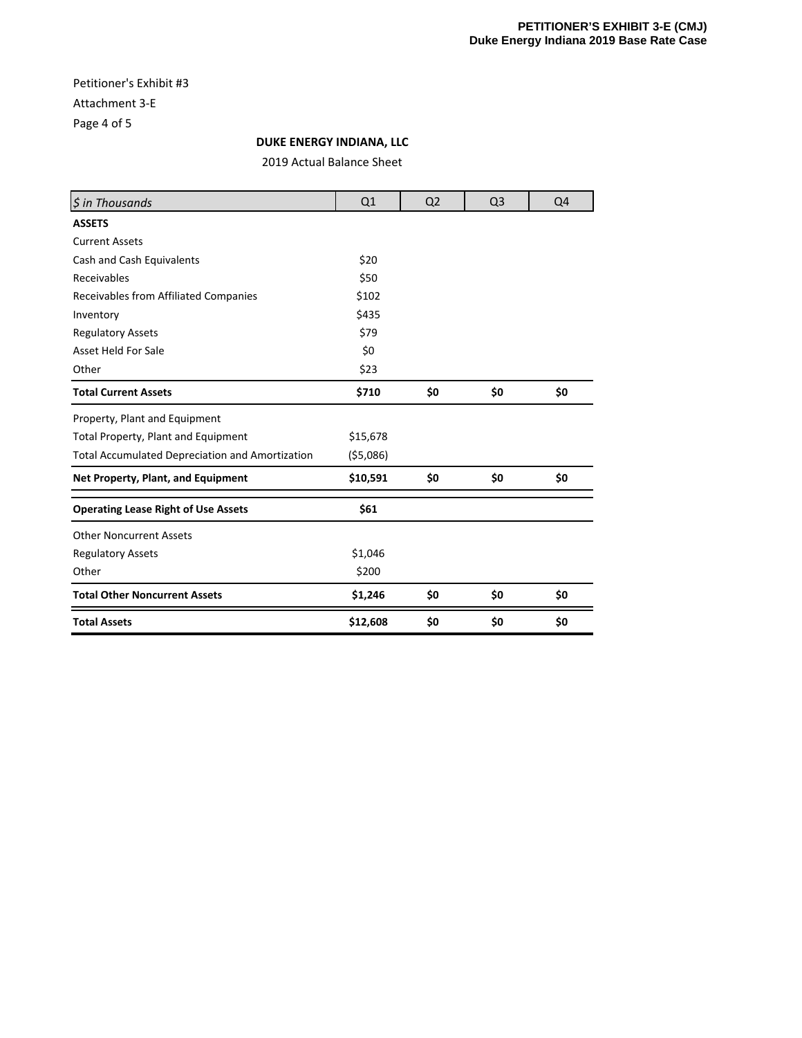**PETITIONER'S EXHIBIT 3-E (CMJ)**
**Duke Energy Indiana 2019 Base Rate Case**

Petitioner's Exhibit #3

Attachment 3-E

Page 4 of 5

**DUKE ENERGY INDIANA, LLC**

2019 Actual Balance Sheet

| *$ in Thousands* | Q1 | Q2 | Q3 | Q4 |
|---|---|---|---|---|
| **ASSETS** | | | | |
| Current Assets | | | | |
| Cash and Cash Equivalents | $20 | | | |
| Receivables | $50 | | | |
| Receivables from Affiliated Companies | $102 | | | |
| Inventory | $435 | | | |
| Regulatory Assets | $79 | | | |
| Asset Held For Sale | $0 | | | |
| Other | $23 | | | |
| **Total Current Assets** | **$710** | **$0** | **$0** | **$0** |
| Property, Plant and Equipment | | | | |
| Total Property, Plant and Equipment | $15,678 | | | |
| Total Accumulated Depreciation and Amortization | ($5,086) | | | |
| **Net Property, Plant, and Equipment** | **$10,591** | **$0** | **$0** | **$0** |
| **Operating Lease Right of Use Assets** | **$61** | | | |
| Other Noncurrent Assets | | | | |
| Regulatory Assets | $1,046 | | | |
| Other | $200 | | | |
| **Total Other Noncurrent Assets** | **$1,246** | **$0** | **$0** | **$0** |
| **Total Assets** | **$12,608** | **$0** | **$0** | **$0** |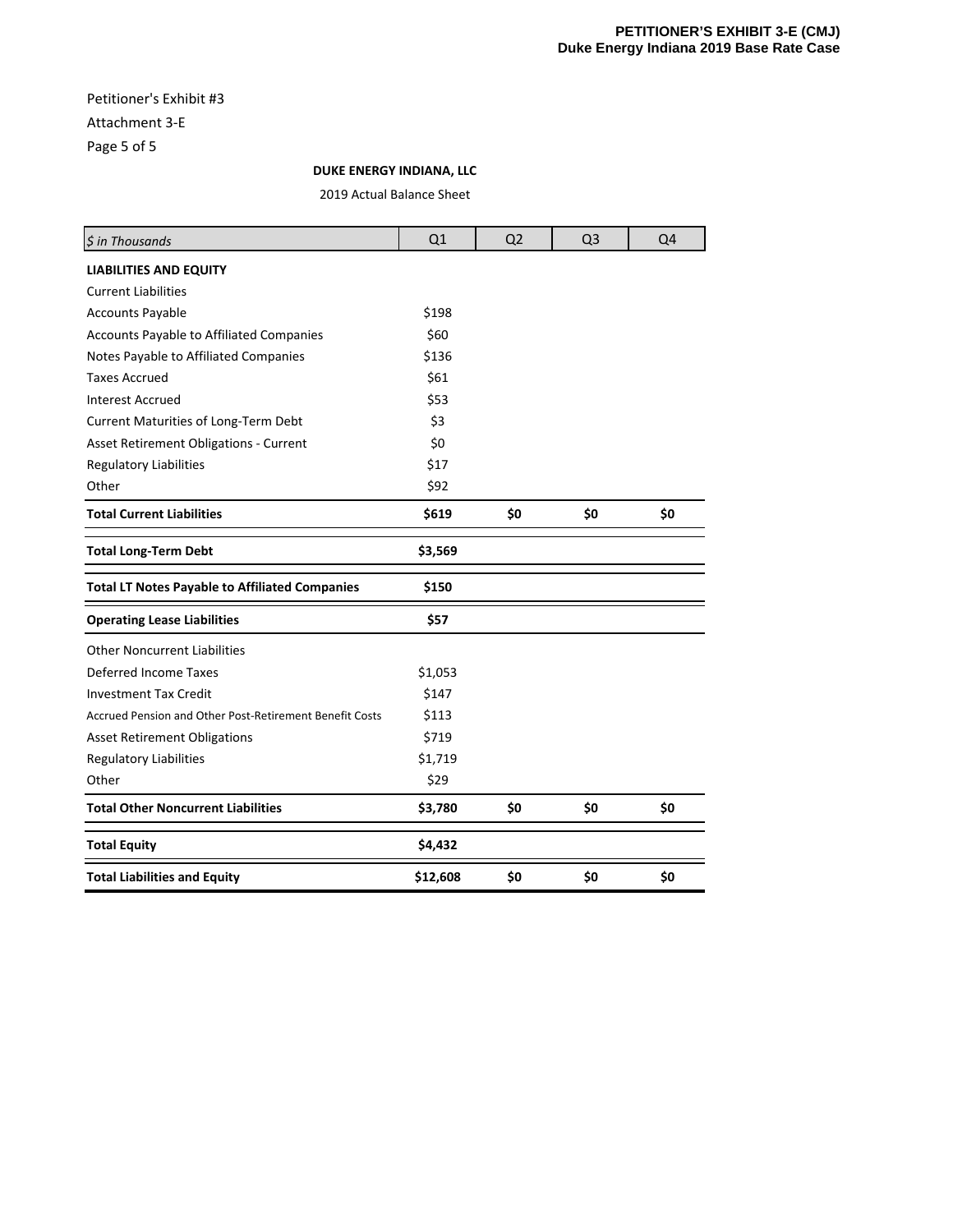**PETITIONER'S EXHIBIT 3-E (CMJ)**
**Duke Energy Indiana 2019 Base Rate Case**

Petitioner's Exhibit #3

Attachment 3-E

Page 5 of 5

**DUKE ENERGY INDIANA, LLC**

2019 Actual Balance Sheet

| *$ in Thousands* | Q1 | Q2 | Q3 | Q4 |
|---|---|---|---|---|
| **LIABILITIES AND EQUITY** | | | | |
| Current Liabilities | | | | |
| Accounts Payable | $198 | | | |
| Accounts Payable to Affiliated Companies | $60 | | | |
| Notes Payable to Affiliated Companies | $136 | | | |
| Taxes Accrued | $61 | | | |
| Interest Accrued | $53 | | | |
| Current Maturities of Long-Term Debt | $3 | | | |
| Asset Retirement Obligations - Current | $0 | | | |
| Regulatory Liabilities | $17 | | | |
| Other | $92 | | | |
| **Total Current Liabilities** | **$619** | **$0** | **$0** | **$0** |
| **Total Long-Term Debt** | **$3,569** | | | |
| **Total LT Notes Payable to Affiliated Companies** | **$150** | | | |
| **Operating Lease Liabilities** | **$57** | | | |
| Other Noncurrent Liabilities | | | | |
| Deferred Income Taxes | $1,053 | | | |
| Investment Tax Credit | $147 | | | |
| Accrued Pension and Other Post-Retirement Benefit Costs | $113 | | | |
| Asset Retirement Obligations | $719 | | | |
| Regulatory Liabilities | $1,719 | | | |
| Other | $29 | | | |
| **Total Other Noncurrent Liabilities** | **$3,780** | **$0** | **$0** | **$0** |
| **Total Equity** | **$4,432** | | | |
| **Total Liabilities and Equity** | **$12,608** | **$0** | **$0** | **$0** |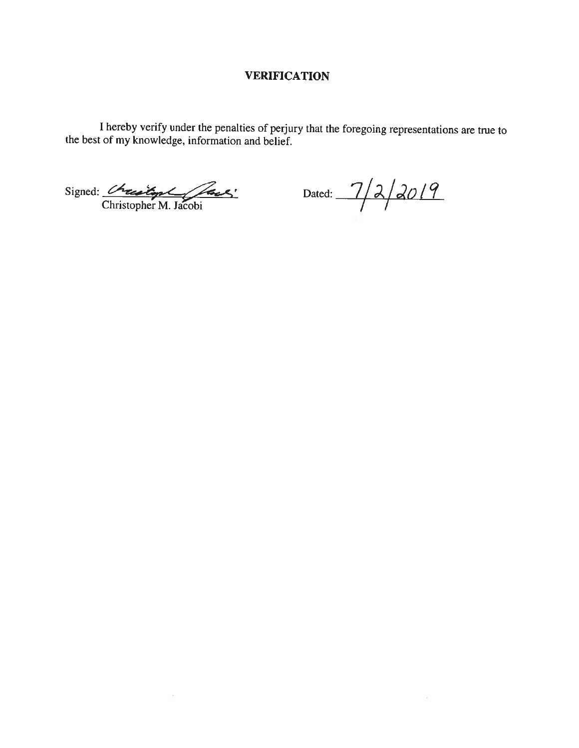## VERIFICATION

I hereby verify under the penalties of perjury that the foregoing representations are true to the best of my knowledge, information and belief.

Signed: ______________________
Christopher M. Jacobi

Dated: 7/2/2019